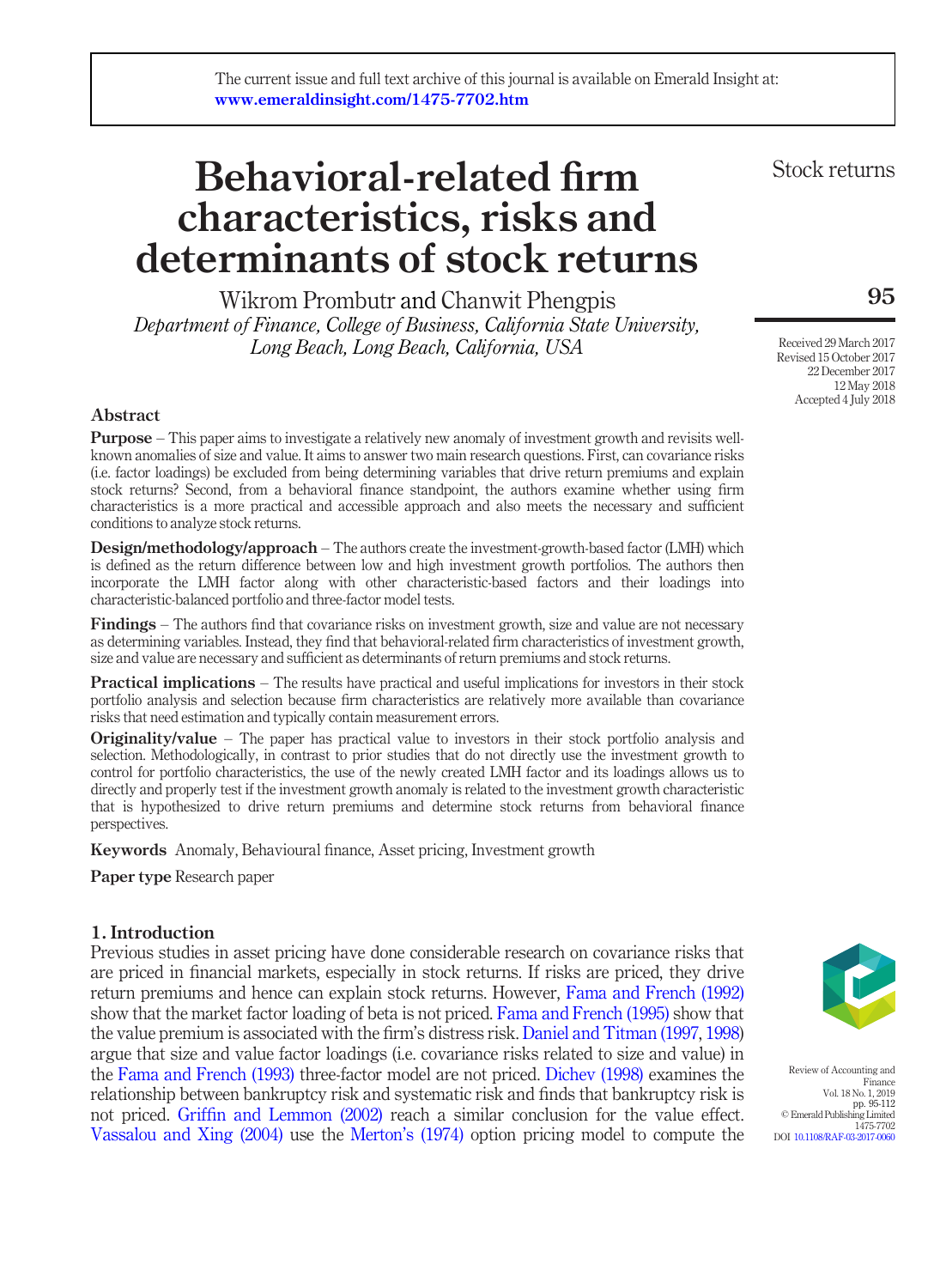The current issue and full text archive of this journal is available on Emerald Insight at: www.emeraldinsight.com/1475-7702.htm

# Behavioral-related firm characteristics, risks and determinants of stock returns

Wikrom Prombutr and Chanwit Phengpis

*Department of Finance, College of Business, California State University, Long Beach, Long Beach, California, USA*

Received 29 March 2017
Revised 15 October 2017
22 December 2017
12 May 2018
Accepted 4 July 2018

## Abstract

**Purpose** – This paper aims to investigate a relatively new anomaly of investment growth and revisits well-known anomalies of size and value. It aims to answer two main research questions. First, can covariance risks (i.e. factor loadings) be excluded from being determining variables that drive return premiums and explain stock returns? Second, from a behavioral finance standpoint, the authors examine whether using firm characteristics is a more practical and accessible approach and also meets the necessary and sufficient conditions to analyze stock returns.

**Design/methodology/approach** – The authors create the investment-growth-based factor (LMH) which is defined as the return difference between low and high investment growth portfolios. The authors then incorporate the LMH factor along with other characteristic-based factors and their loadings into characteristic-balanced portfolio and three-factor model tests.

**Findings** – The authors find that covariance risks on investment growth, size and value are not necessary as determining variables. Instead, they find that behavioral-related firm characteristics of investment growth, size and value are necessary and sufficient as determinants of return premiums and stock returns.

**Practical implications** – The results have practical and useful implications for investors in their stock portfolio analysis and selection because firm characteristics are relatively more available than covariance risks that need estimation and typically contain measurement errors.

**Originality/value** – The paper has practical value to investors in their stock portfolio analysis and selection. Methodologically, in contrast to prior studies that do not directly use the investment growth to control for portfolio characteristics, the use of the newly created LMH factor and its loadings allows us to directly and properly test if the investment growth anomaly is related to the investment growth characteristic that is hypothesized to drive return premiums and determine stock returns from behavioral finance perspectives.

**Keywords** Anomaly, Behavioural finance, Asset pricing, Investment growth

**Paper type** Research paper

## 1. Introduction

Previous studies in asset pricing have done considerable research on covariance risks that are priced in financial markets, especially in stock returns. If risks are priced, they drive return premiums and hence can explain stock returns. However, Fama and French (1992) show that the market factor loading of beta is not priced. Fama and French (1995) show that the value premium is associated with the firm's distress risk. Daniel and Titman (1997, 1998) argue that size and value factor loadings (i.e. covariance risks related to size and value) in the Fama and French (1993) three-factor model are not priced. Dichev (1998) examines the relationship between bankruptcy risk and systematic risk and finds that bankruptcy risk is not priced. Griffin and Lemmon (2002) reach a similar conclusion for the value effect. Vassalou and Xing (2004) use the Merton's (1974) option pricing model to compute the

Review of Accounting and Finance
Vol. 18 No. 1, 2019
pp. 95-112
© Emerald Publishing Limited
1475-7702
DOI 10.1108/RAF-03-2017-0060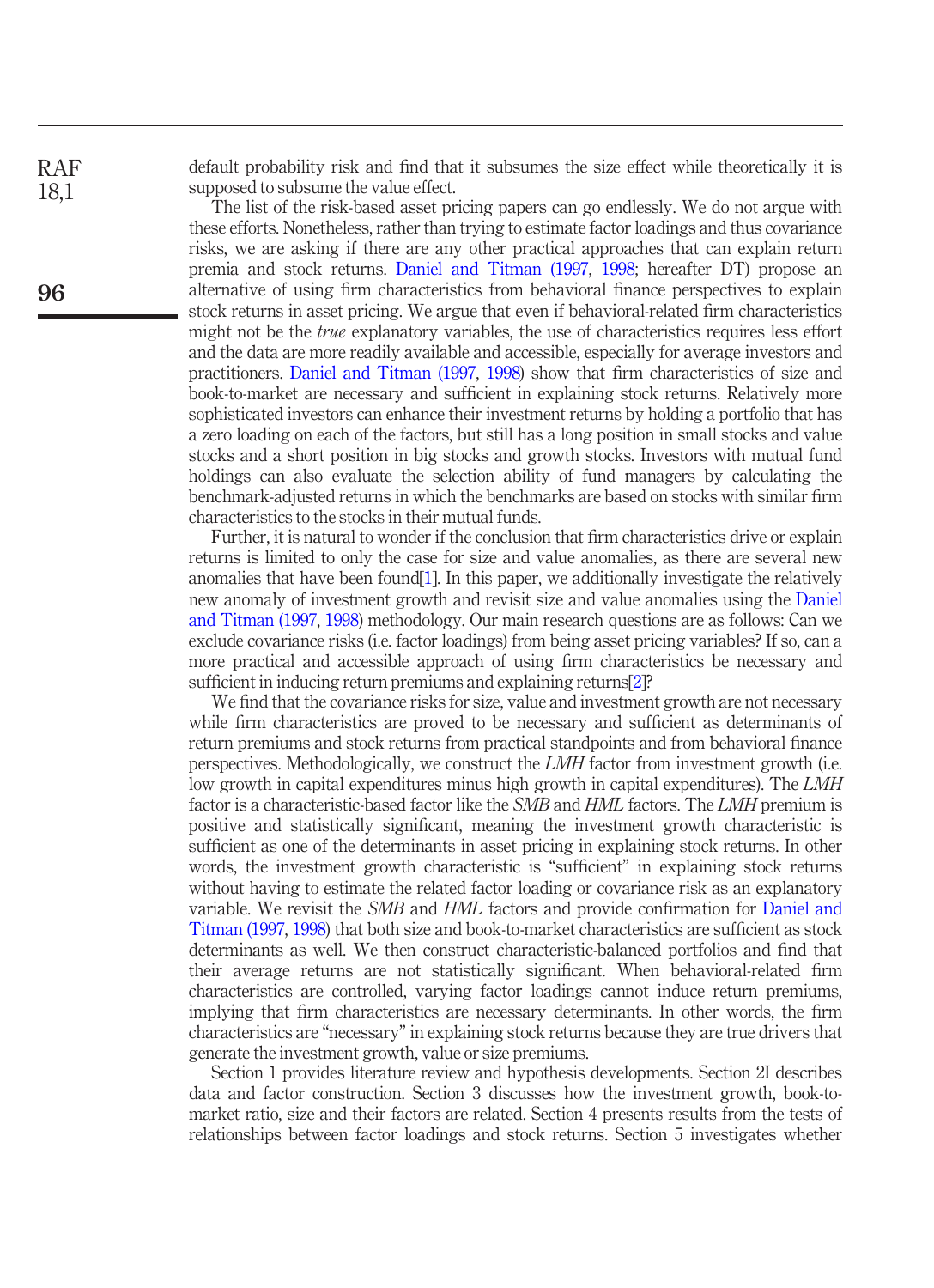default probability risk and find that it subsumes the size effect while theoretically it is supposed to subsume the value effect.

The list of the risk-based asset pricing papers can go endlessly. We do not argue with these efforts. Nonetheless, rather than trying to estimate factor loadings and thus covariance risks, we are asking if there are any other practical approaches that can explain return premia and stock returns. Daniel and Titman (1997, 1998; hereafter DT) propose an alternative of using firm characteristics from behavioral finance perspectives to explain stock returns in asset pricing. We argue that even if behavioral-related firm characteristics might not be the *true* explanatory variables, the use of characteristics requires less effort and the data are more readily available and accessible, especially for average investors and practitioners. Daniel and Titman (1997, 1998) show that firm characteristics of size and book-to-market are necessary and sufficient in explaining stock returns. Relatively more sophisticated investors can enhance their investment returns by holding a portfolio that has a zero loading on each of the factors, but still has a long position in small stocks and value stocks and a short position in big stocks and growth stocks. Investors with mutual fund holdings can also evaluate the selection ability of fund managers by calculating the benchmark-adjusted returns in which the benchmarks are based on stocks with similar firm characteristics to the stocks in their mutual funds.

Further, it is natural to wonder if the conclusion that firm characteristics drive or explain returns is limited to only the case for size and value anomalies, as there are several new anomalies that have been found[1]. In this paper, we additionally investigate the relatively new anomaly of investment growth and revisit size and value anomalies using the Daniel and Titman (1997, 1998) methodology. Our main research questions are as follows: Can we exclude covariance risks (i.e. factor loadings) from being asset pricing variables? If so, can a more practical and accessible approach of using firm characteristics be necessary and sufficient in inducing return premiums and explaining returns[2]?

We find that the covariance risks for size, value and investment growth are not necessary while firm characteristics are proved to be necessary and sufficient as determinants of return premiums and stock returns from practical standpoints and from behavioral finance perspectives. Methodologically, we construct the *LMH* factor from investment growth (i.e. low growth in capital expenditures minus high growth in capital expenditures). The *LMH* factor is a characteristic-based factor like the *SMB* and *HML* factors. The *LMH* premium is positive and statistically significant, meaning the investment growth characteristic is sufficient as one of the determinants in asset pricing in explaining stock returns. In other words, the investment growth characteristic is "sufficient" in explaining stock returns without having to estimate the related factor loading or covariance risk as an explanatory variable. We revisit the *SMB* and *HML* factors and provide confirmation for Daniel and Titman (1997, 1998) that both size and book-to-market characteristics are sufficient as stock determinants as well. We then construct characteristic-balanced portfolios and find that their average returns are not statistically significant. When behavioral-related firm characteristics are controlled, varying factor loadings cannot induce return premiums, implying that firm characteristics are necessary determinants. In other words, the firm characteristics are "necessary" in explaining stock returns because they are true drivers that generate the investment growth, value or size premiums.

Section 1 provides literature review and hypothesis developments. Section 2I describes data and factor construction. Section 3 discusses how the investment growth, book-to-market ratio, size and their factors are related. Section 4 presents results from the tests of relationships between factor loadings and stock returns. Section 5 investigates whether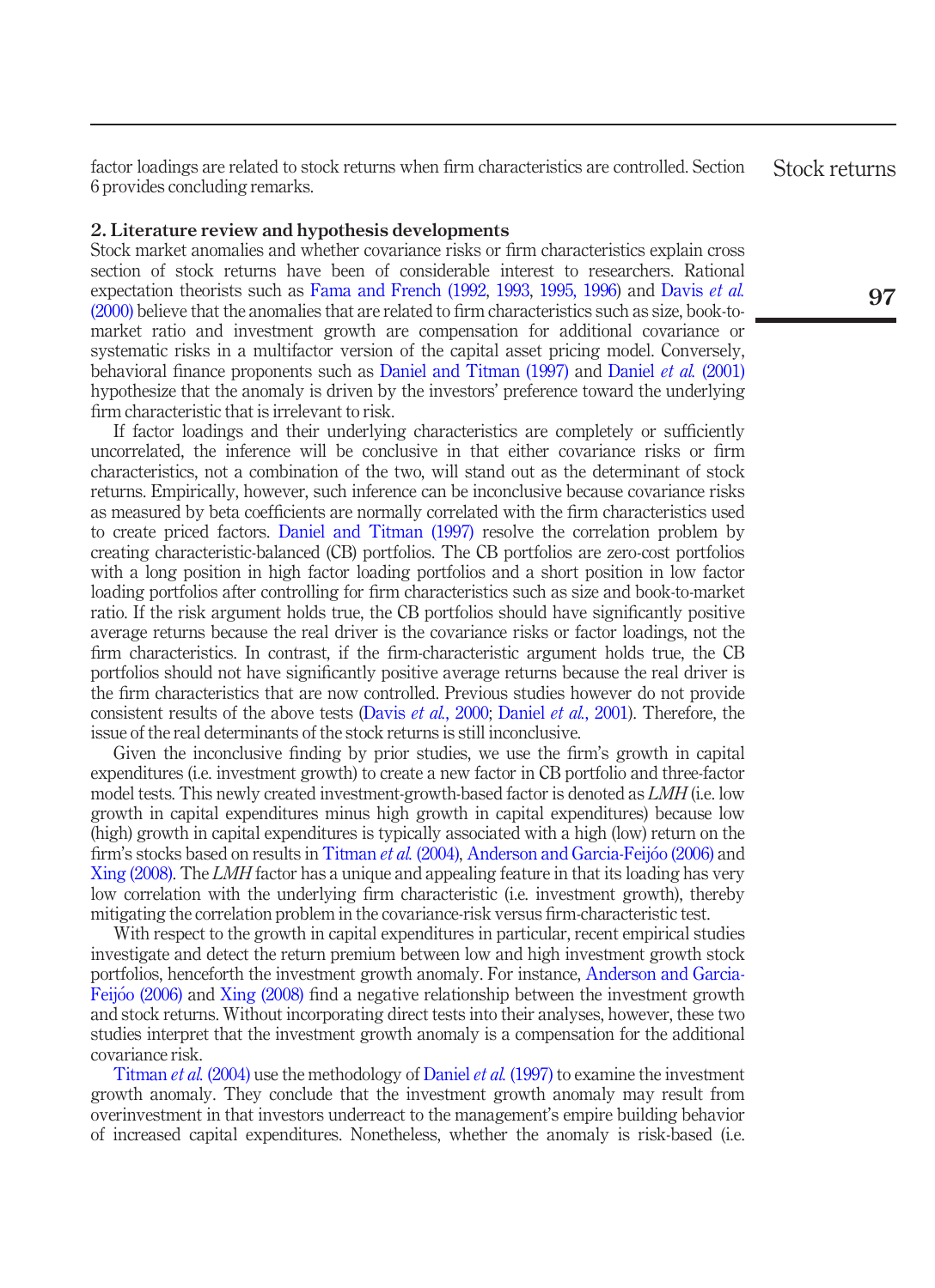factor loadings are related to stock returns when firm characteristics are controlled. Section 6 provides concluding remarks.

## 2. Literature review and hypothesis developments

Stock market anomalies and whether covariance risks or firm characteristics explain cross section of stock returns have been of considerable interest to researchers. Rational expectation theorists such as Fama and French (1992, 1993, 1995, 1996) and Davis *et al.* (2000) believe that the anomalies that are related to firm characteristics such as size, book-to-market ratio and investment growth are compensation for additional covariance or systematic risks in a multifactor version of the capital asset pricing model. Conversely, behavioral finance proponents such as Daniel and Titman (1997) and Daniel *et al.* (2001) hypothesize that the anomaly is driven by the investors' preference toward the underlying firm characteristic that is irrelevant to risk.

If factor loadings and their underlying characteristics are completely or sufficiently uncorrelated, the inference will be conclusive in that either covariance risks or firm characteristics, not a combination of the two, will stand out as the determinant of stock returns. Empirically, however, such inference can be inconclusive because covariance risks as measured by beta coefficients are normally correlated with the firm characteristics used to create priced factors. Daniel and Titman (1997) resolve the correlation problem by creating characteristic-balanced (CB) portfolios. The CB portfolios are zero-cost portfolios with a long position in high factor loading portfolios and a short position in low factor loading portfolios after controlling for firm characteristics such as size and book-to-market ratio. If the risk argument holds true, the CB portfolios should have significantly positive average returns because the real driver is the covariance risks or factor loadings, not the firm characteristics. In contrast, if the firm-characteristic argument holds true, the CB portfolios should not have significantly positive average returns because the real driver is the firm characteristics that are now controlled. Previous studies however do not provide consistent results of the above tests (Davis *et al.*, 2000; Daniel *et al.*, 2001). Therefore, the issue of the real determinants of the stock returns is still inconclusive.

Given the inconclusive finding by prior studies, we use the firm's growth in capital expenditures (i.e. investment growth) to create a new factor in CB portfolio and three-factor model tests. This newly created investment-growth-based factor is denoted as *LMH* (i.e. low growth in capital expenditures minus high growth in capital expenditures) because low (high) growth in capital expenditures is typically associated with a high (low) return on the firm's stocks based on results in Titman *et al.* (2004), Anderson and Garcia-Feijóo (2006) and Xing (2008). The *LMH* factor has a unique and appealing feature in that its loading has very low correlation with the underlying firm characteristic (i.e. investment growth), thereby mitigating the correlation problem in the covariance-risk versus firm-characteristic test.

With respect to the growth in capital expenditures in particular, recent empirical studies investigate and detect the return premium between low and high investment growth stock portfolios, henceforth the investment growth anomaly. For instance, Anderson and Garcia-Feijóo (2006) and Xing (2008) find a negative relationship between the investment growth and stock returns. Without incorporating direct tests into their analyses, however, these two studies interpret that the investment growth anomaly is a compensation for the additional covariance risk.

Titman *et al.* (2004) use the methodology of Daniel *et al.* (1997) to examine the investment growth anomaly. They conclude that the investment growth anomaly may result from overinvestment in that investors underreact to the management's empire building behavior of increased capital expenditures. Nonetheless, whether the anomaly is risk-based (i.e.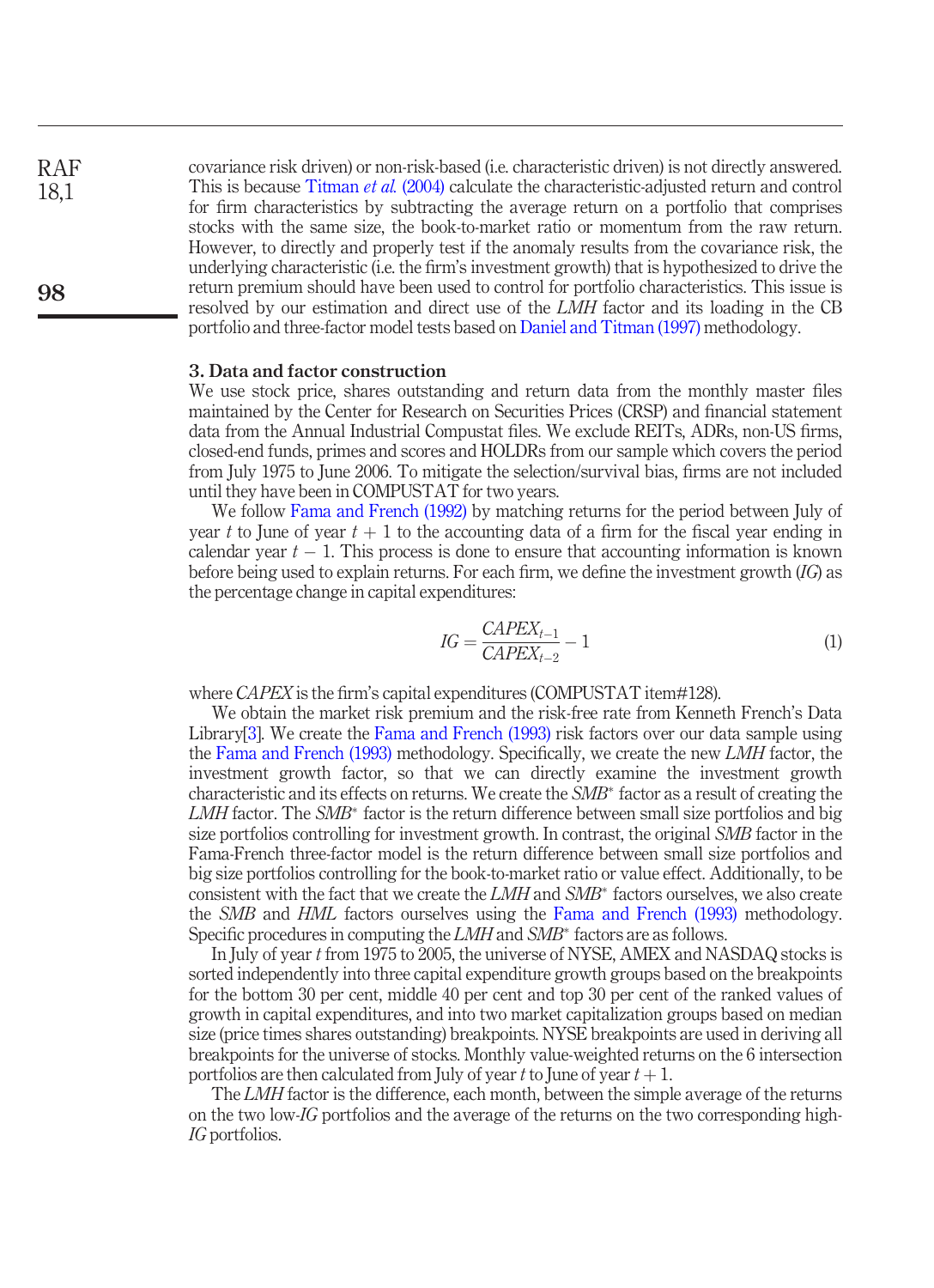covariance risk driven) or non-risk-based (i.e. characteristic driven) is not directly answered. This is because Titman *et al.* (2004) calculate the characteristic-adjusted return and control for firm characteristics by subtracting the average return on a portfolio that comprises stocks with the same size, the book-to-market ratio or momentum from the raw return. However, to directly and properly test if the anomaly results from the covariance risk, the underlying characteristic (i.e. the firm's investment growth) that is hypothesized to drive the return premium should have been used to control for portfolio characteristics. This issue is resolved by our estimation and direct use of the *LMH* factor and its loading in the CB portfolio and three-factor model tests based on Daniel and Titman (1997) methodology.

## 3. Data and factor construction

We use stock price, shares outstanding and return data from the monthly master files maintained by the Center for Research on Securities Prices (CRSP) and financial statement data from the Annual Industrial Compustat files. We exclude REITs, ADRs, non-US firms, closed-end funds, primes and scores and HOLDRs from our sample which covers the period from July 1975 to June 2006. To mitigate the selection/survival bias, firms are not included until they have been in COMPUSTAT for two years.

We follow Fama and French (1992) by matching returns for the period between July of year $t$ to June of year $t+1$ to the accounting data of a firm for the fiscal year ending in calendar year $t-1$. This process is done to ensure that accounting information is known before being used to explain returns. For each firm, we define the investment growth (*IG*) as the percentage change in capital expenditures:

$$IG = \frac{CAPEX_{t-1}}{CAPEX_{t-2}} - 1 \tag{1}$$

where *CAPEX* is the firm's capital expenditures (COMPUSTAT item#128).

We obtain the market risk premium and the risk-free rate from Kenneth French's Data Library[3]. We create the Fama and French (1993) risk factors over our data sample using the Fama and French (1993) methodology. Specifically, we create the new *LMH* factor, the investment growth factor, so that we can directly examine the investment growth characteristic and its effects on returns. We create the $SMB^*$ factor as a result of creating the *LMH* factor. The $SMB^*$ factor is the return difference between small size portfolios and big size portfolios controlling for investment growth. In contrast, the original *SMB* factor in the Fama-French three-factor model is the return difference between small size portfolios and big size portfolios controlling for the book-to-market ratio or value effect. Additionally, to be consistent with the fact that we create the *LMH* and $SMB^*$ factors ourselves, we also create the *SMB* and *HML* factors ourselves using the Fama and French (1993) methodology. Specific procedures in computing the *LMH* and $SMB^*$ factors are as follows.

In July of year $t$ from 1975 to 2005, the universe of NYSE, AMEX and NASDAQ stocks is sorted independently into three capital expenditure growth groups based on the breakpoints for the bottom 30 per cent, middle 40 per cent and top 30 per cent of the ranked values of growth in capital expenditures, and into two market capitalization groups based on median size (price times shares outstanding) breakpoints. NYSE breakpoints are used in deriving all breakpoints for the universe of stocks. Monthly value-weighted returns on the 6 intersection portfolios are then calculated from July of year $t$ to June of year $t+1$.

The *LMH* factor is the difference, each month, between the simple average of the returns on the two low-*IG* portfolios and the average of the returns on the two corresponding high-*IG* portfolios.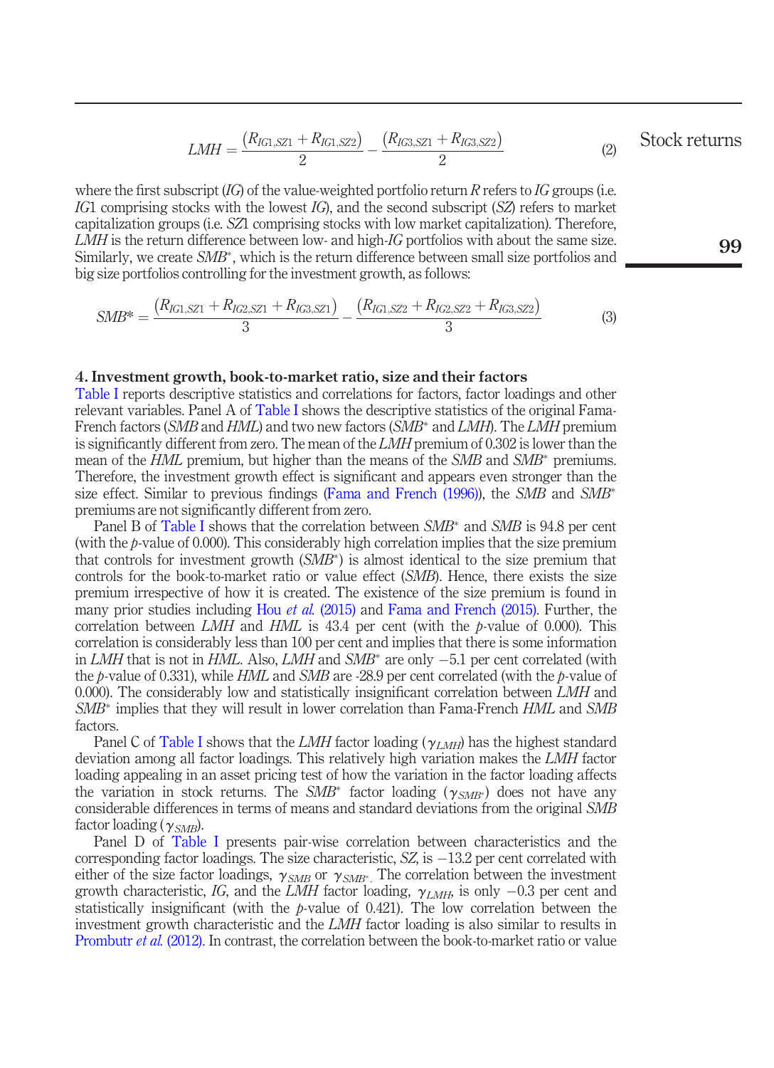$$LMH = \frac{(R_{IG1,SZ1} + R_{IG1,SZ2})}{2} - \frac{(R_{IG3,SZ1} + R_{IG3,SZ2})}{2} \tag{2}$$

where the first subscript (*IG*) of the value-weighted portfolio return *R* refers to *IG* groups (i.e. *IG*1 comprising stocks with the lowest *IG*), and the second subscript (*SZ*) refers to market capitalization groups (i.e. *SZ*1 comprising stocks with low market capitalization). Therefore, *LMH* is the return difference between low- and high-*IG* portfolios with about the same size. Similarly, we create $SMB^*$, which is the return difference between small size portfolios and big size portfolios controlling for the investment growth, as follows:

$$SMB^* = \frac{(R_{IG1,SZ1} + R_{IG2,SZ1} + R_{IG3,SZ1})}{3} - \frac{(R_{IG1,SZ2} + R_{IG2,SZ2} + R_{IG3,SZ2})}{3} \tag{3}$$

## 4. Investment growth, book-to-market ratio, size and their factors

Table I reports descriptive statistics and correlations for factors, factor loadings and other relevant variables. Panel A of Table I shows the descriptive statistics of the original Fama-French factors (*SMB* and *HML*) and two new factors ($SMB^*$ and *LMH*). The *LMH* premium is significantly different from zero. The mean of the *LMH* premium of 0.302 is lower than the mean of the *HML* premium, but higher than the means of the *SMB* and $SMB^*$ premiums. Therefore, the investment growth effect is significant and appears even stronger than the size effect. Similar to previous findings (Fama and French (1996)), the *SMB* and $SMB^*$ premiums are not significantly different from zero.

Panel B of Table I shows that the correlation between $SMB^*$ and *SMB* is 94.8 per cent (with the *p*-value of 0.000). This considerably high correlation implies that the size premium that controls for investment growth ($SMB^*$) is almost identical to the size premium that controls for the book-to-market ratio or value effect (*SMB*). Hence, there exists the size premium irrespective of how it is created. The existence of the size premium is found in many prior studies including Hou *et al.* (2015) and Fama and French (2015). Further, the correlation between *LMH* and *HML* is 43.4 per cent (with the *p*-value of 0.000). This correlation is considerably less than 100 per cent and implies that there is some information in *LMH* that is not in *HML*. Also, *LMH* and $SMB^*$ are only −5.1 per cent correlated (with the *p*-value of 0.331), while *HML* and *SMB* are -28.9 per cent correlated (with the *p*-value of 0.000). The considerably low and statistically insignificant correlation between *LMH* and $SMB^*$ implies that they will result in lower correlation than Fama-French *HML* and *SMB* factors.

Panel C of Table I shows that the *LMH* factor loading ($\gamma_{LMH}$) has the highest standard deviation among all factor loadings. This relatively high variation makes the *LMH* factor loading appealing in an asset pricing test of how the variation in the factor loading affects the variation in stock returns. The $SMB^*$ factor loading ($\gamma_{SMB^*}$) does not have any considerable differences in terms of means and standard deviations from the original *SMB* factor loading ($\gamma_{SMB}$).

Panel D of Table I presents pair-wise correlation between characteristics and the corresponding factor loadings. The size characteristic, *SZ*, is −13.2 per cent correlated with either of the size factor loadings, $\gamma_{SMB}$ or $\gamma_{SMB^*}$. The correlation between the investment growth characteristic, *IG*, and the *LMH* factor loading, $\gamma_{LMH}$, is only −0.3 per cent and statistically insignificant (with the *p*-value of 0.421). The low correlation between the investment growth characteristic and the *LMH* factor loading is also similar to results in Prombutr *et al.* (2012). In contrast, the correlation between the book-to-market ratio or value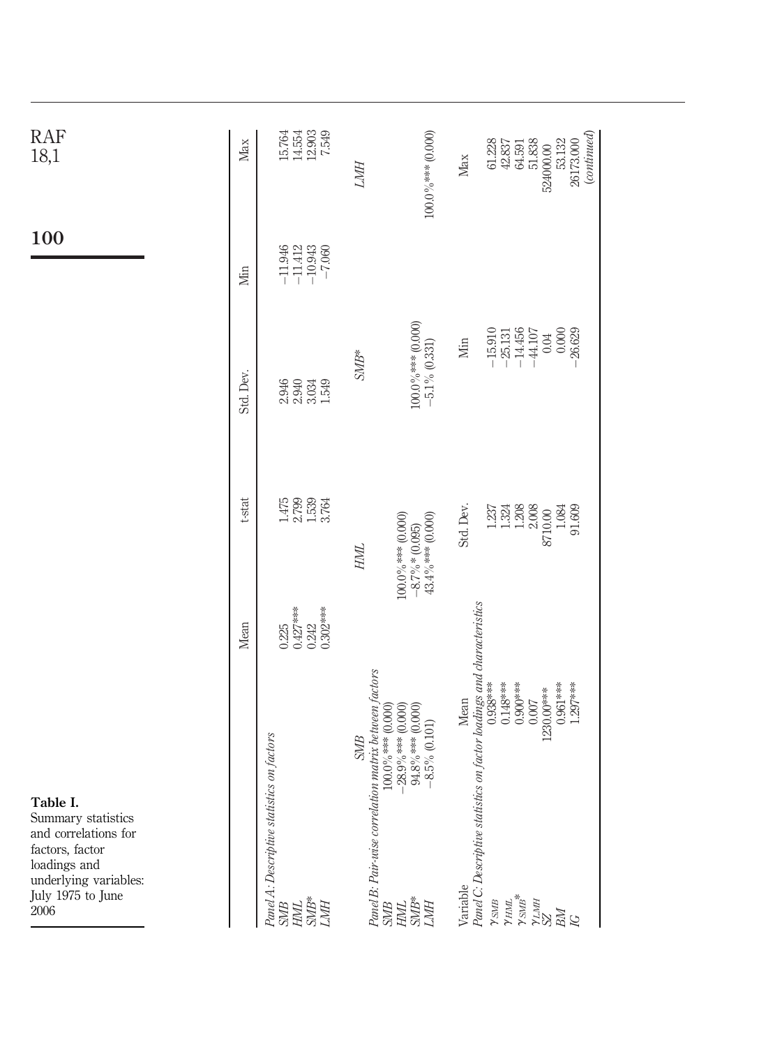**Table I.** Summary statistics and correlations for factors, factor loadings and underlying variables: July 1975 to June 2006

| | Mean | t-stat | Std. Dev. | Min | Max |
|---|---|---|---|---|---|
| *Panel A: Descriptive statistics on factors* | | | | | |
| SMB | 0.225 | 1.475 | 2.946 | −11.946 | 15.764 |
| HML | 0.427*** | 2.799 | 2.940 | −11.412 | 14.554 |
| SMB* | 0.242 | 1.539 | 3.034 | −10.943 | 12.903 |
| LMH | 0.302*** | 3.764 | 1.549 | −7.060 | 7.549 |

| | SMB | HML | SMB* | LMH |
|---|---|---|---|---|
| *Panel B: Pair-wise correlation matrix between factors* | | | | |
| SMB | 100.0%*** (0.000) | | | |
| HML | −28.9%*** (0.000) | 100.0%*** (0.000) | | |
| SMB* | 94.8%*** (0.000) | −8.7%* (0.095) | 100.0%*** (0.000) | |
| LMH | −8.5% (0.101) | 43.4%*** (0.000) | −5.1% (0.331) | 100.0%*** (0.000) |

| Variable | Mean | Std. Dev. | Min | Max |
|---|---|---|---|---|
| *Panel C: Descriptive statistics on factor loadings and characteristics* | | | | |
| $\gamma_{SMB}$ | 0.938*** | 1.237 | −15.910 | 61.228 |
| $\gamma_{HML}$ | 0.148*** | 1.324 | −25.131 | 42.837 |
| $\gamma_{SMB^*}$ | 0.900*** | 1.208 | −14.456 | 64.591 |
| $\gamma_{LMH}$ | 0.007 | 2.008 | −44.107 | 51.838 |
| SZ | 1230.00*** | 8710.00 | 0.04 | 524000.00 |
| BM | 0.961*** | 1.084 | 0.000 | 53.132 |
| IG | 1.297*** | 91.609 | −26.629 | 26173.000 |

*(continued)*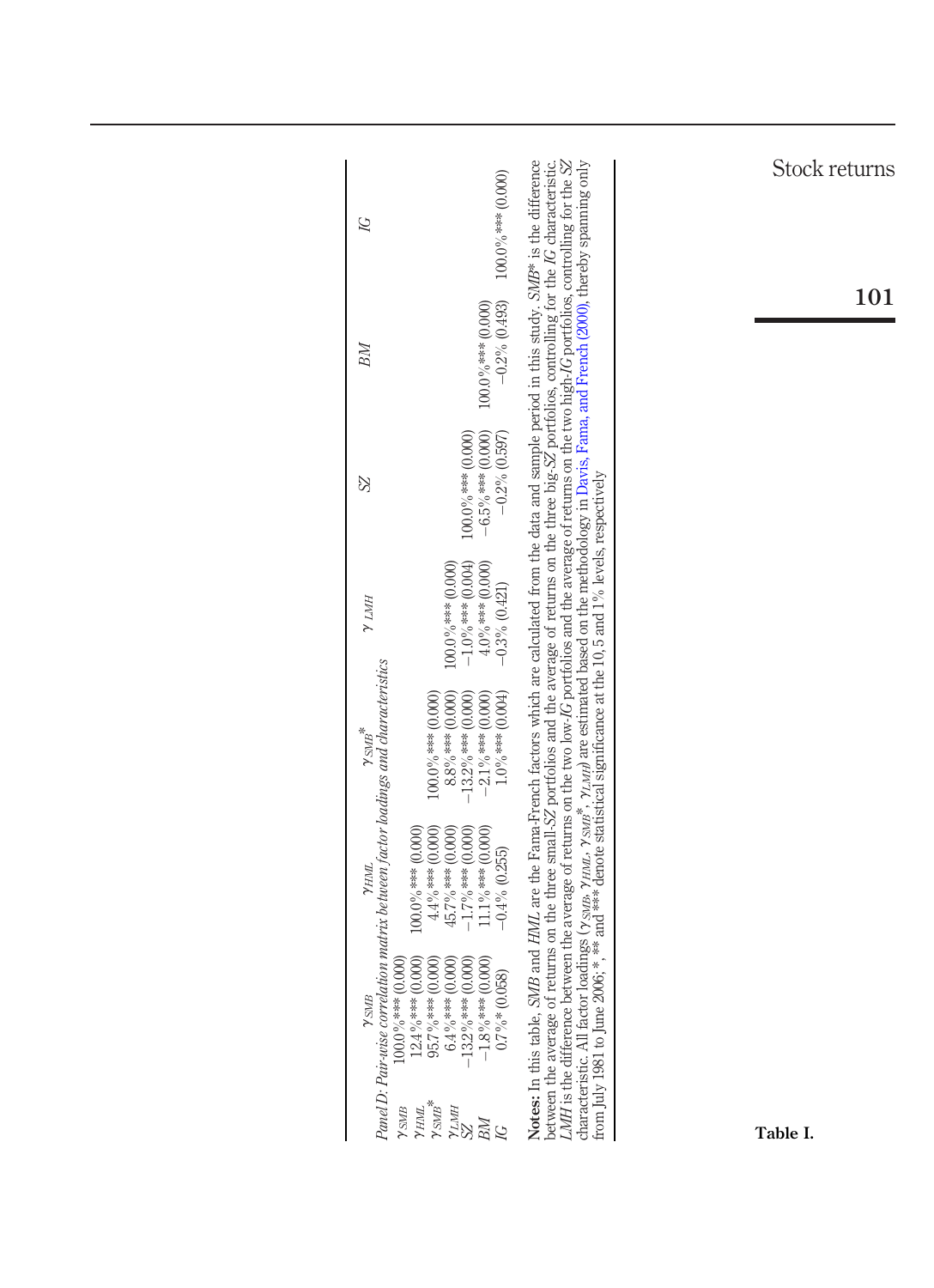Table I.

*Panel D: Pair-wise correlation matrix between factor loadings and characteristics*

| | $\gamma_{SMB}$ | $\gamma_{HML}$ | $\gamma_{SMB}^{*}$ | $\gamma_{LMH}$ | $SZ$ | $BM$ | $IG$ |
|---|---|---|---|---|---|---|---|
| $\gamma_{SMB}$ | 100.0%*** (0.000) | | | | | | |
| $\gamma_{HML}$ | 12.4%*** (0.000) | 100.0%*** (0.000) | | | | | |
| $\gamma_{SMB}^{*}$ | 95.7%*** (0.000) | 4.4%*** (0.000) | 100.0%*** (0.000) | | | | |
| $\gamma_{LMH}$ | 6.4%*** (0.000) | 45.7%*** (0.000) | 8.8%*** (0.000) | 100.0%*** (0.000) | | | |
| $SZ$ | −13.2%*** (0.000) | −1.7%*** (0.000) | −13.2%*** (0.000) | −1.0%*** (0.004) | 100.0%*** (0.000) | | |
| $BM$ | −1.8%*** (0.000) | 11.1%*** (0.000) | −2.1%*** (0.000) | 4.0%*** (0.000) | −6.5%*** (0.000) | 100.0%*** (0.000) | |
| $IG$ | 0.7%* (0.058) | −0.4% (0.255) | 1.0%*** (0.004) | −0.3% (0.421) | −0.2% (0.597) | −0.2% (0.493) | 100.0%*** (0.000) |

**Notes:** In this table, *SMB* and *HML* are the Fama-French factors which are calculated from the data and sample period in this study. *SMB*\* is the difference between the average of returns on the three small-*SZ* portfolios and the average of returns on the three big-*SZ* portfolios, controlling for the *IG* characteristic. *LMH* is the difference between the average of returns on the two low-*IG* portfolios and the average of returns on the two high-*IG* portfolios, controlling for the *SZ* characteristic. All factor loadings ($\gamma_{SMB}$, $\gamma_{HML}$, $\gamma_{SMB}^{*}$, $\gamma_{LMH}$) are estimated based on the methodology in Davis, Fama, and French (2000), thereby spanning only from July 1981 to June 2006; \*, \*\* and \*\*\* denote statistical significance at the 10, 5 and 1% levels, respectively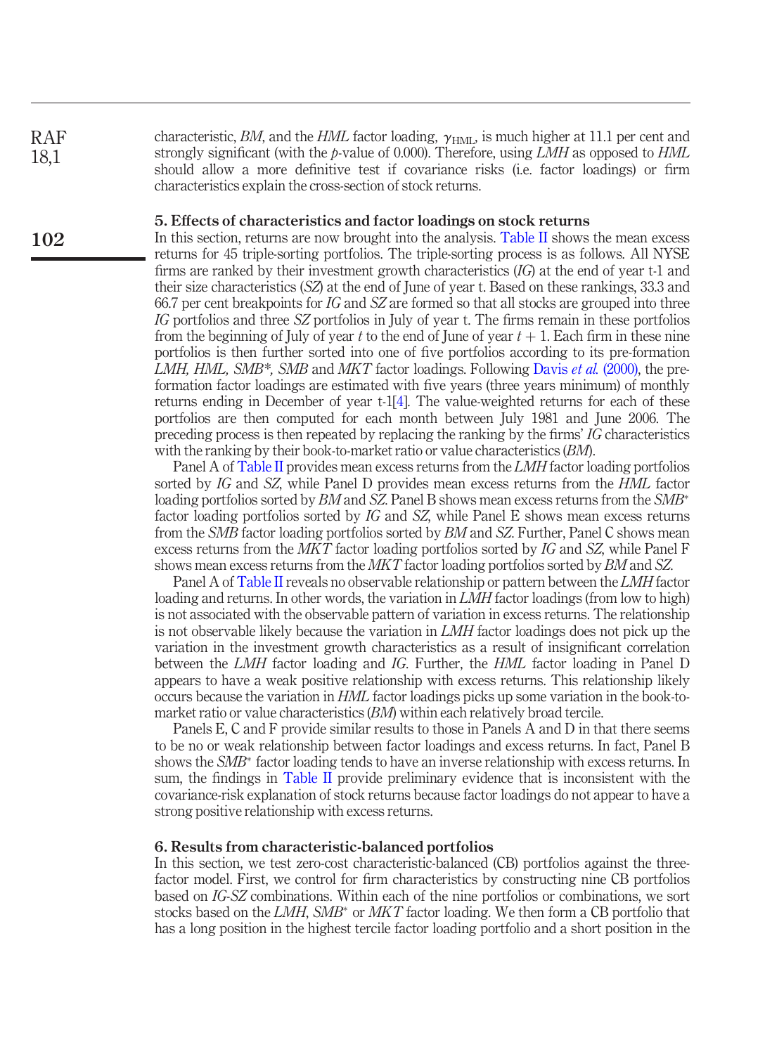characteristic, *BM*, and the *HML* factor loading, $\gamma_{HML}$, is much higher at 11.1 per cent and strongly significant (with the *p*-value of 0.000). Therefore, using *LMH* as opposed to *HML* should allow a more definitive test if covariance risks (i.e. factor loadings) or firm characteristics explain the cross-section of stock returns.

## 5. Effects of characteristics and factor loadings on stock returns

In this section, returns are now brought into the analysis. Table II shows the mean excess returns for 45 triple-sorting portfolios. The triple-sorting process is as follows. All NYSE firms are ranked by their investment growth characteristics (*IG*) at the end of year t-1 and their size characteristics (*SZ*) at the end of June of year t. Based on these rankings, 33.3 and 66.7 per cent breakpoints for *IG* and *SZ* are formed so that all stocks are grouped into three *IG* portfolios and three *SZ* portfolios in July of year t. The firms remain in these portfolios from the beginning of July of year *t* to the end of June of year $t + 1$. Each firm in these nine portfolios is then further sorted into one of five portfolios according to its pre-formation *LMH, HML, SMB\*, SMB* and *MKT* factor loadings. Following Davis *et al.* (2000), the pre-formation factor loadings are estimated with five years (three years minimum) of monthly returns ending in December of year t-1[4]. The value-weighted returns for each of these portfolios are then computed for each month between July 1981 and June 2006. The preceding process is then repeated by replacing the ranking by the firms' *IG* characteristics with the ranking by their book-to-market ratio or value characteristics (*BM*).

Panel A of Table II provides mean excess returns from the *LMH* factor loading portfolios sorted by *IG* and *SZ*, while Panel D provides mean excess returns from the *HML* factor loading portfolios sorted by *BM* and *SZ*. Panel B shows mean excess returns from the *SMB\** factor loading portfolios sorted by *IG* and *SZ*, while Panel E shows mean excess returns from the *SMB* factor loading portfolios sorted by *BM* and *SZ*. Further, Panel C shows mean excess returns from the *MKT* factor loading portfolios sorted by *IG* and *SZ*, while Panel F shows mean excess returns from the *MKT* factor loading portfolios sorted by *BM* and *SZ*.

Panel A of Table II reveals no observable relationship or pattern between the *LMH* factor loading and returns. In other words, the variation in *LMH* factor loadings (from low to high) is not associated with the observable pattern of variation in excess returns. The relationship is not observable likely because the variation in *LMH* factor loadings does not pick up the variation in the investment growth characteristics as a result of insignificant correlation between the *LMH* factor loading and *IG*. Further, the *HML* factor loading in Panel D appears to have a weak positive relationship with excess returns. This relationship likely occurs because the variation in *HML* factor loadings picks up some variation in the book-to-market ratio or value characteristics (*BM*) within each relatively broad tercile.

Panels E, C and F provide similar results to those in Panels A and D in that there seems to be no or weak relationship between factor loadings and excess returns. In fact, Panel B shows the *SMB\** factor loading tends to have an inverse relationship with excess returns. In sum, the findings in Table II provide preliminary evidence that is inconsistent with the covariance-risk explanation of stock returns because factor loadings do not appear to have a strong positive relationship with excess returns.

## 6. Results from characteristic-balanced portfolios

In this section, we test zero-cost characteristic-balanced (CB) portfolios against the three-factor model. First, we control for firm characteristics by constructing nine CB portfolios based on *IG-SZ* combinations. Within each of the nine portfolios or combinations, we sort stocks based on the *LMH, SMB\** or *MKT* factor loading. We then form a CB portfolio that has a long position in the highest tercile factor loading portfolio and a short position in the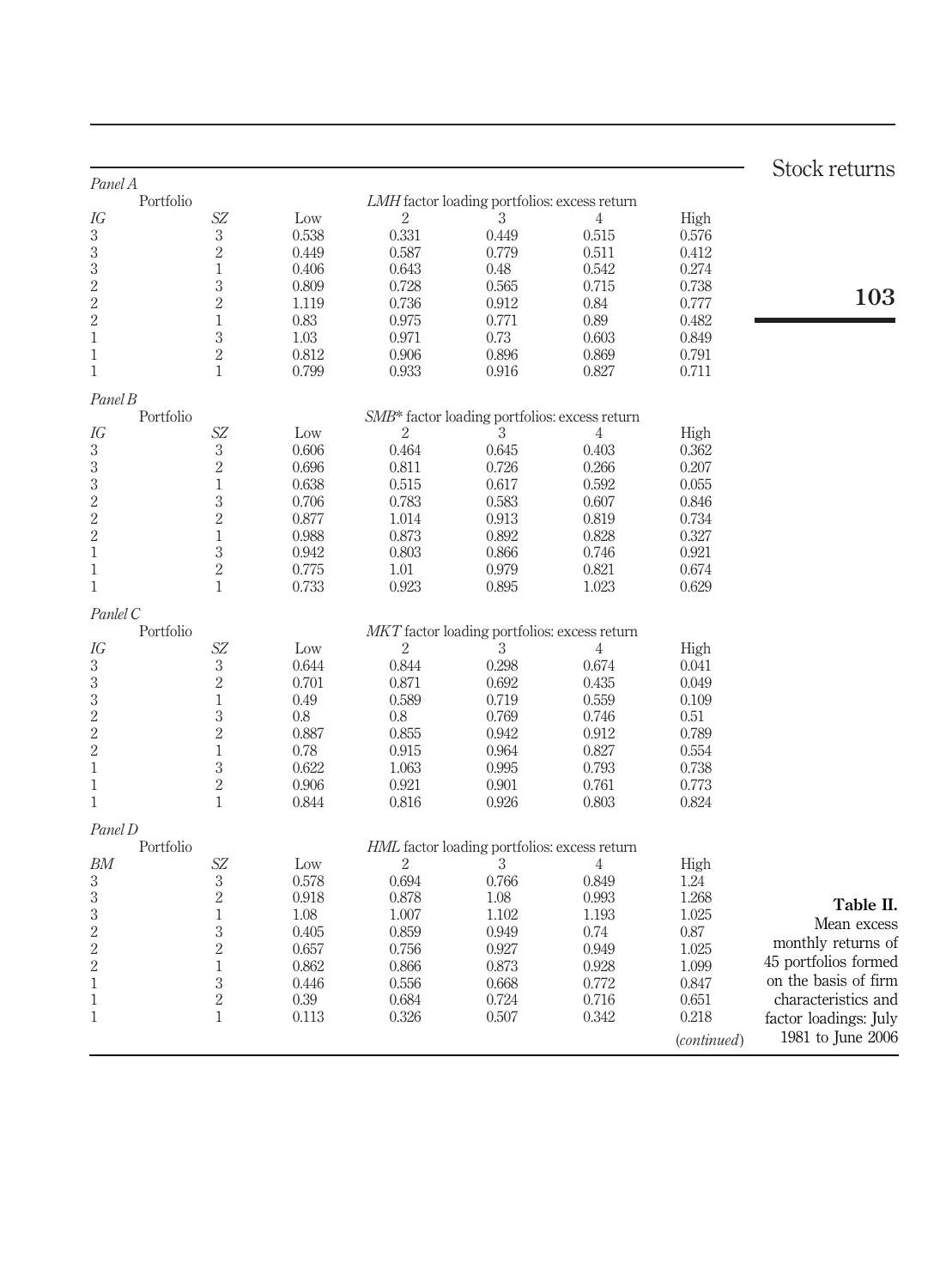**Table II.** Mean excess monthly returns of 45 portfolios formed on the basis of firm characteristics and factor loadings: July 1981 to June 2006

*Panel A*

| Portfolio | | *LMH* factor loading portfolios: excess return | | | | |
|---|---|---|---|---|---|---|
| *IG* | *SZ* | Low | 2 | 3 | 4 | High |
| 3 | 3 | 0.538 | 0.331 | 0.449 | 0.515 | 0.576 |
| 3 | 2 | 0.449 | 0.587 | 0.779 | 0.511 | 0.412 |
| 3 | 1 | 0.406 | 0.643 | 0.48 | 0.542 | 0.274 |
| 2 | 3 | 0.809 | 0.728 | 0.565 | 0.715 | 0.738 |
| 2 | 2 | 1.119 | 0.736 | 0.912 | 0.84 | 0.777 |
| 2 | 1 | 0.83 | 0.975 | 0.771 | 0.89 | 0.482 |
| 1 | 3 | 1.03 | 0.971 | 0.73 | 0.603 | 0.849 |
| 1 | 2 | 0.812 | 0.906 | 0.896 | 0.869 | 0.791 |
| 1 | 1 | 0.799 | 0.933 | 0.916 | 0.827 | 0.711 |

*Panel B*

| Portfolio | | *SMB\** factor loading portfolios: excess return | | | | |
|---|---|---|---|---|---|---|
| *IG* | *SZ* | Low | 2 | 3 | 4 | High |
| 3 | 3 | 0.606 | 0.464 | 0.645 | 0.403 | 0.362 |
| 3 | 2 | 0.696 | 0.811 | 0.726 | 0.266 | 0.207 |
| 3 | 1 | 0.638 | 0.515 | 0.617 | 0.592 | 0.055 |
| 2 | 3 | 0.706 | 0.783 | 0.583 | 0.607 | 0.846 |
| 2 | 2 | 0.877 | 1.014 | 0.913 | 0.819 | 0.734 |
| 2 | 1 | 0.988 | 0.873 | 0.892 | 0.828 | 0.327 |
| 1 | 3 | 0.942 | 0.803 | 0.866 | 0.746 | 0.921 |
| 1 | 2 | 0.775 | 1.01 | 0.979 | 0.821 | 0.674 |
| 1 | 1 | 0.733 | 0.923 | 0.895 | 1.023 | 0.629 |

*Panlel C*

| Portfolio | | *MKT* factor loading portfolios: excess return | | | | |
|---|---|---|---|---|---|---|
| *IG* | *SZ* | Low | 2 | 3 | 4 | High |
| 3 | 3 | 0.644 | 0.844 | 0.298 | 0.674 | 0.041 |
| 3 | 2 | 0.701 | 0.871 | 0.692 | 0.435 | 0.049 |
| 3 | 1 | 0.49 | 0.589 | 0.719 | 0.559 | 0.109 |
| 2 | 3 | 0.8 | 0.8 | 0.769 | 0.746 | 0.51 |
| 2 | 2 | 0.887 | 0.855 | 0.942 | 0.912 | 0.789 |
| 2 | 1 | 0.78 | 0.915 | 0.964 | 0.827 | 0.554 |
| 1 | 3 | 0.622 | 1.063 | 0.995 | 0.793 | 0.738 |
| 1 | 2 | 0.906 | 0.921 | 0.901 | 0.761 | 0.773 |
| 1 | 1 | 0.844 | 0.816 | 0.926 | 0.803 | 0.824 |

*Panel D*

| Portfolio | | *HML* factor loading portfolios: excess return | | | | |
|---|---|---|---|---|---|---|
| *BM* | *SZ* | Low | 2 | 3 | 4 | High |
| 3 | 3 | 0.578 | 0.694 | 0.766 | 0.849 | 1.24 |
| 3 | 2 | 0.918 | 0.878 | 1.08 | 0.993 | 1.268 |
| 3 | 1 | 1.08 | 1.007 | 1.102 | 1.193 | 1.025 |
| 2 | 3 | 0.405 | 0.859 | 0.949 | 0.74 | 0.87 |
| 2 | 2 | 0.657 | 0.756 | 0.927 | 0.949 | 1.025 |
| 2 | 1 | 0.862 | 0.866 | 0.873 | 0.928 | 1.099 |
| 1 | 3 | 0.446 | 0.556 | 0.668 | 0.772 | 0.847 |
| 1 | 2 | 0.39 | 0.684 | 0.724 | 0.716 | 0.651 |
| 1 | 1 | 0.113 | 0.326 | 0.507 | 0.342 | 0.218 |

(*continued*)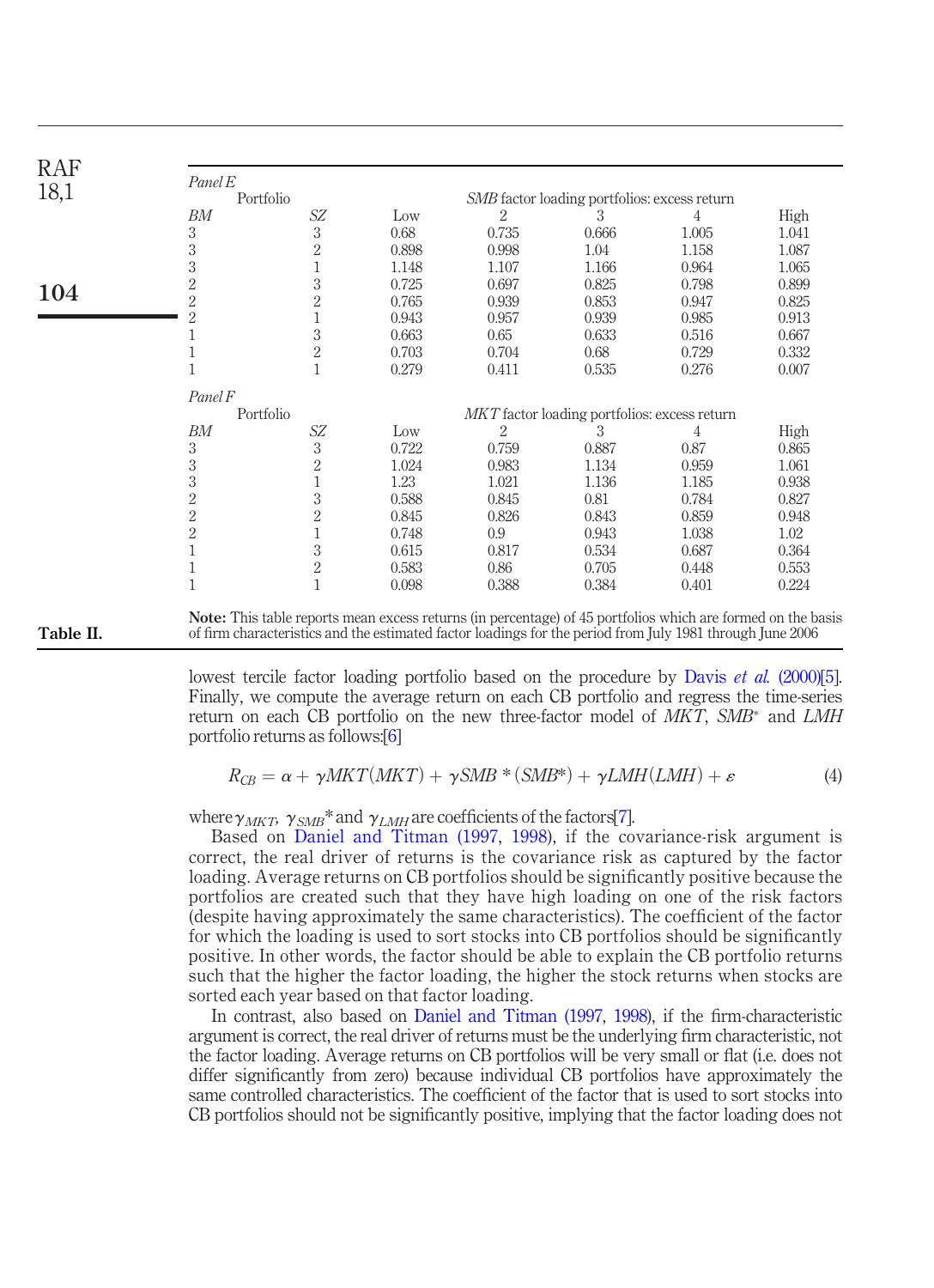| *Panel E* | | | | | | |
|---|---|---|---|---|---|---|
| Portfolio | | *SMB* factor loading portfolios: excess return | | | | |
| *BM* | *SZ* | Low | 2 | 3 | 4 | High |
| 3 | 3 | 0.68 | 0.735 | 0.666 | 1.005 | 1.041 |
| 3 | 2 | 0.898 | 0.998 | 1.04 | 1.158 | 1.087 |
| 3 | 1 | 1.148 | 1.107 | 1.166 | 0.964 | 1.065 |
| 2 | 3 | 0.725 | 0.697 | 0.825 | 0.798 | 0.899 |
| 2 | 2 | 0.765 | 0.939 | 0.853 | 0.947 | 0.825 |
| 2 | 1 | 0.943 | 0.957 | 0.939 | 0.985 | 0.913 |
| 1 | 3 | 0.663 | 0.65 | 0.633 | 0.516 | 0.667 |
| 1 | 2 | 0.703 | 0.704 | 0.68 | 0.729 | 0.332 |
| 1 | 1 | 0.279 | 0.411 | 0.535 | 0.276 | 0.007 |

| *Panel F* | | | | | | |
|---|---|---|---|---|---|---|
| Portfolio | | *MKT* factor loading portfolios: excess return | | | | |
| *BM* | *SZ* | Low | 2 | 3 | 4 | High |
| 3 | 3 | 0.722 | 0.759 | 0.887 | 0.87 | 0.865 |
| 3 | 2 | 1.024 | 0.983 | 1.134 | 0.959 | 1.061 |
| 3 | 1 | 1.23 | 1.021 | 1.136 | 1.185 | 0.938 |
| 2 | 3 | 0.588 | 0.845 | 0.81 | 0.784 | 0.827 |
| 2 | 2 | 0.845 | 0.826 | 0.843 | 0.859 | 0.948 |
| 2 | 1 | 0.748 | 0.9 | 0.943 | 1.038 | 1.02 |
| 1 | 3 | 0.615 | 0.817 | 0.534 | 0.687 | 0.364 |
| 1 | 2 | 0.583 | 0.86 | 0.705 | 0.448 | 0.553 |
| 1 | 1 | 0.098 | 0.388 | 0.384 | 0.401 | 0.224 |

**Note:** This table reports mean excess returns (in percentage) of 45 portfolios which are formed on the basis of firm characteristics and the estimated factor loadings for the period from July 1981 through June 2006

**Table II.**

lowest tercile factor loading portfolio based on the procedure by Davis *et al.* (2000)[5]. Finally, we compute the average return on each CB portfolio and regress the time-series return on each CB portfolio on the new three-factor model of *MKT*, *SMB\** and *LMH* portfolio returns as follows:[6]

$$R_{CB} = \alpha + \gamma MKT(MKT) + \gamma SMB*(SMB^{*}) + \gamma LMH(LMH) + \varepsilon \quad (4)$$

where $\gamma_{MKT}$, $\gamma_{SMB}$* and $\gamma_{LMH}$ are coefficients of the factors[7].

Based on Daniel and Titman (1997, 1998), if the covariance-risk argument is correct, the real driver of returns is the covariance risk as captured by the factor loading. Average returns on CB portfolios should be significantly positive because the portfolios are created such that they have high loading on one of the risk factors (despite having approximately the same characteristics). The coefficient of the factor for which the loading is used to sort stocks into CB portfolios should be significantly positive. In other words, the factor should be able to explain the CB portfolio returns such that the higher the factor loading, the higher the stock returns when stocks are sorted each year based on that factor loading.

In contrast, also based on Daniel and Titman (1997, 1998), if the firm-characteristic argument is correct, the real driver of returns must be the underlying firm characteristic, not the factor loading. Average returns on CB portfolios will be very small or flat (i.e. does not differ significantly from zero) because individual CB portfolios have approximately the same controlled characteristics. The coefficient of the factor that is used to sort stocks into CB portfolios should not be significantly positive, implying that the factor loading does not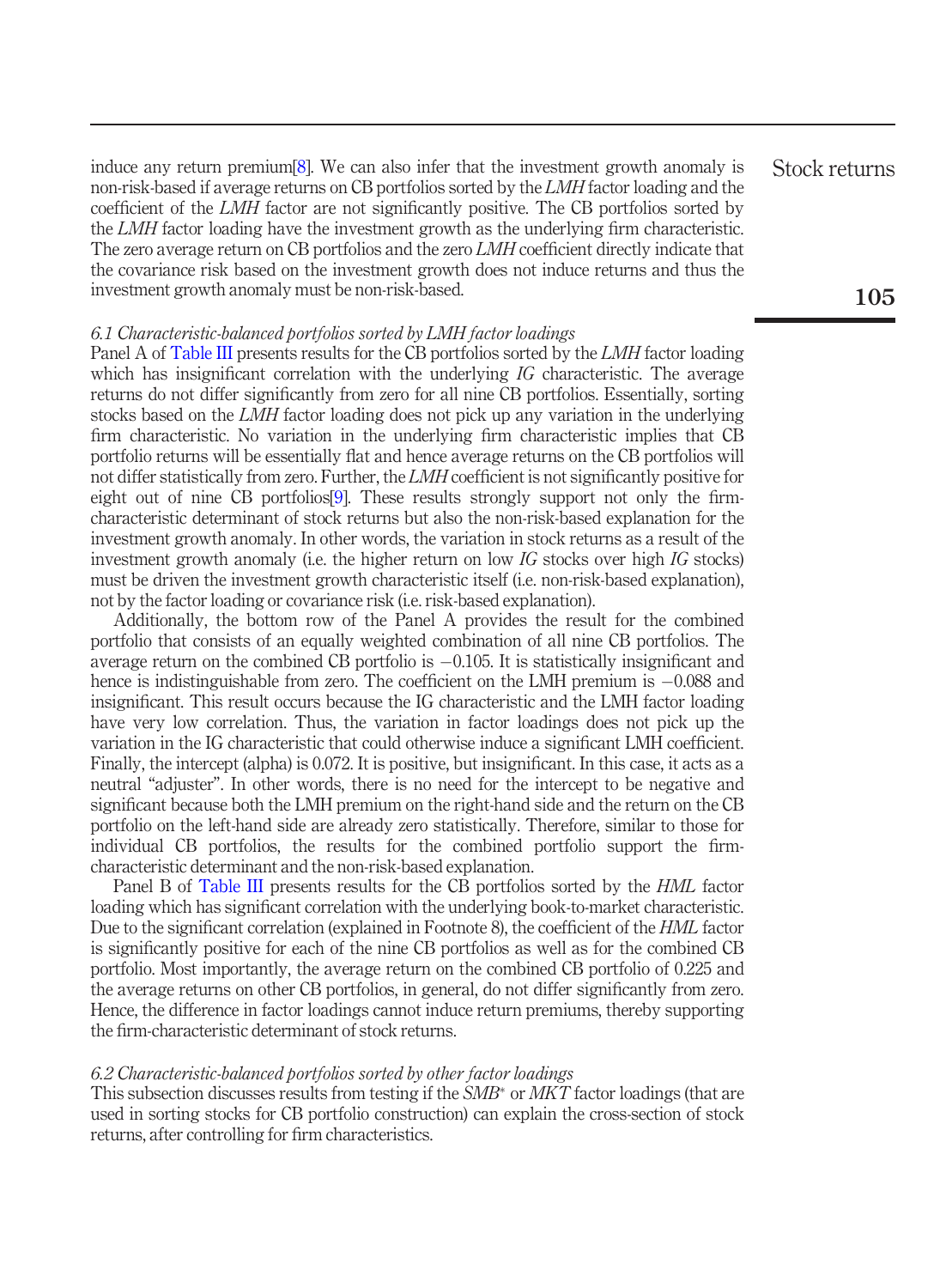induce any return premium[8]. We can also infer that the investment growth anomaly is non-risk-based if average returns on CB portfolios sorted by the *LMH* factor loading and the coefficient of the *LMH* factor are not significantly positive. The CB portfolios sorted by the *LMH* factor loading have the investment growth as the underlying firm characteristic. The zero average return on CB portfolios and the zero *LMH* coefficient directly indicate that the covariance risk based on the investment growth does not induce returns and thus the investment growth anomaly must be non-risk-based.

### 6.1 Characteristic-balanced portfolios sorted by LMH factor loadings

Panel A of Table III presents results for the CB portfolios sorted by the *LMH* factor loading which has insignificant correlation with the underlying *IG* characteristic. The average returns do not differ significantly from zero for all nine CB portfolios. Essentially, sorting stocks based on the *LMH* factor loading does not pick up any variation in the underlying firm characteristic. No variation in the underlying firm characteristic implies that CB portfolio returns will be essentially flat and hence average returns on the CB portfolios will not differ statistically from zero. Further, the *LMH* coefficient is not significantly positive for eight out of nine CB portfolios[9]. These results strongly support not only the firm-characteristic determinant of stock returns but also the non-risk-based explanation for the investment growth anomaly. In other words, the variation in stock returns as a result of the investment growth anomaly (i.e. the higher return on low *IG* stocks over high *IG* stocks) must be driven the investment growth characteristic itself (i.e. non-risk-based explanation), not by the factor loading or covariance risk (i.e. risk-based explanation).

Additionally, the bottom row of the Panel A provides the result for the combined portfolio that consists of an equally weighted combination of all nine CB portfolios. The average return on the combined CB portfolio is −0.105. It is statistically insignificant and hence is indistinguishable from zero. The coefficient on the LMH premium is −0.088 and insignificant. This result occurs because the IG characteristic and the LMH factor loading have very low correlation. Thus, the variation in factor loadings does not pick up the variation in the IG characteristic that could otherwise induce a significant LMH coefficient. Finally, the intercept (alpha) is 0.072. It is positive, but insignificant. In this case, it acts as a neutral "adjuster". In other words, there is no need for the intercept to be negative and significant because both the LMH premium on the right-hand side and the return on the CB portfolio on the left-hand side are already zero statistically. Therefore, similar to those for individual CB portfolios, the results for the combined portfolio support the firm-characteristic determinant and the non-risk-based explanation.

Panel B of Table III presents results for the CB portfolios sorted by the *HML* factor loading which has significant correlation with the underlying book-to-market characteristic. Due to the significant correlation (explained in Footnote 8), the coefficient of the *HML* factor is significantly positive for each of the nine CB portfolios as well as for the combined CB portfolio. Most importantly, the average return on the combined CB portfolio of 0.225 and the average returns on other CB portfolios, in general, do not differ significantly from zero. Hence, the difference in factor loadings cannot induce return premiums, thereby supporting the firm-characteristic determinant of stock returns.

### 6.2 Characteristic-balanced portfolios sorted by other factor loadings

This subsection discusses results from testing if the $SMB^{*}$ or *MKT* factor loadings (that are used in sorting stocks for CB portfolio construction) can explain the cross-section of stock returns, after controlling for firm characteristics.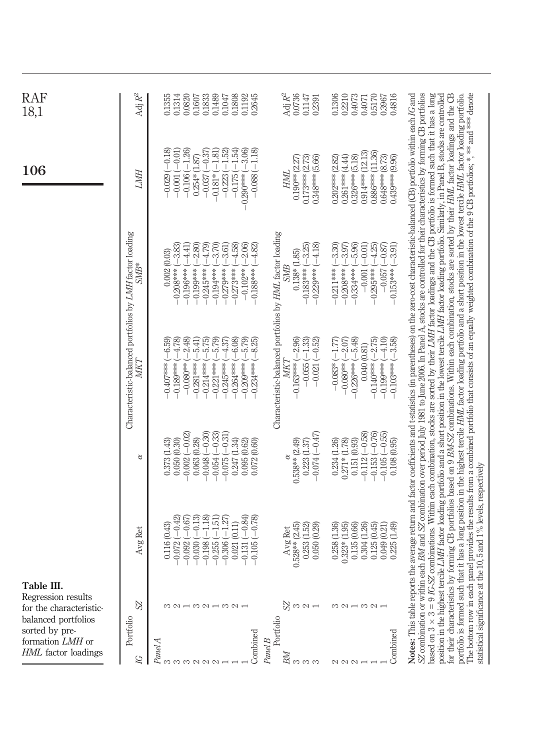**Table III.** Regression results for the characteristic-balanced portfolios sorted by pre-formation *LMH* or *HML* factor loadings

| Portfolio *IG* | *SZ* | Avg Ret | α | *MKT* | *SMB** | *LMH* | Adj $R^2$ |
|---|---|---|---|---|---|---|---|
| | | | Characteristic-balanced portfolios by *LMH* factor loading | | | | |
| *Panel A* | | | | | | | |
| 3 | 3 | 0.116 (0.43) | 0.373 (1.43) | −0.407*** (−6.59) | 0.002 (0.03) | −0.029 (−0.18) | 0.1355 |
| 3 | 2 | −0.072 (−0.42) | 0.050 (0.30) | −0.189*** (−4.78) | −0.208*** (−3.83) | −0.001 (−0.01) | 0.1314 |
| 3 | 1 | −0.092 (−0.67) | −0.002 (−0.02) | −0.080** (−2.48) | −0.196*** (−4.41) | −0.106 (−1.26) | 0.0820 |
| 2 | 3 | −0.030 (−0.13) | 0.063 (0.28) | −0.281*** (−5.41) | −0.199*** (−2.80) | 0.254* (1.87) | 0.1607 |
| 2 | 2 | −0.198 (−1.18) | −0.048 (−0.30) | −0.214*** (−5.75) | −0.245*** (−4.79) | −0.037 (−0.37) | 0.1833 |
| 2 | 1 | −0.255 (−1.51) | −0.054 (−0.33) | −0.221*** (−5.79) | −0.194*** (−3.70) | −0.181* (−1.81) | 0.1489 |
| 1 | 3 | −0.306 (−1.27) | −0.075 (−0.31) | −0.245*** (−4.37) | −0.279*** (−3.61) | −0.223 (−1.52) | 0.1047 |
| 1 | 2 | 0.021 (0.11) | 0.247 (1.34) | −0.264*** (−6.08) | −0.273*** (−4.58) | −0.175 (−1.54) | 0.1808 |
| 1 | 1 | −0.131 (−0.84) | 0.095 (0.62) | −0.209*** (−5.79) | −0.102** (−2.06) | −0.290*** (−3.06) | 0.1192 |
| Combined | | −0.105 (−0.78) | 0.072 (0.60) | −0.234*** (−8.25) | −0.188*** (−4.82) | −0.088 (−1.18) | 0.2645 |
| | | | Characteristic-balanced portfolios by *HML* factor loading | | | | |
| *Panel B* Portfolio *BM* | *SZ* | Avg Ret | α | *MKT* | *SMB* | *HML* | Adj $R^2$ |
| 3 | 3 | 0.528** (2.45) | 0.538** (2.49) | −0.163*** (−2.96) | 0.138* (1.85) | 0.190** (2.27) | 0.0736 |
| 3 | 2 | 0.253 (1.52) | 0.223 (1.37) | −0.055 (−1.33) | −0.183*** (−3.25) | 0.173*** (2.73) | 0.1147 |
| 3 | 1 | 0.050 (0.29) | −0.074 (−0.47) | −0.021 (−0.52) | −0.229*** (−4.18) | 0.348*** (5.66) | 0.2391 |
| 2 | 3 | 0.258 (1.36) | 0.234 (1.26) | −0.083* (−1.77) | −0.211*** (−3.30) | 0.202*** (2.82) | 0.1306 |
| 2 | 2 | 0.323* (1.95) | 0.271* (1.78) | −0.080** (−2.07) | −0.208*** (−3.97) | 0.261*** (4.44) | 0.2210 |
| 2 | 1 | 0.135 (0.66) | 0.151 (0.93) | −0.226*** (−5.48) | −0.334*** (−5.96) | 0.326*** (5.18) | 0.4073 |
| 1 | 3 | 0.304 (1.26) | −0.112 (−0.58) | 0.040 (0.81) | −0.001 (−0.01) | 0.914*** (12.13) | 0.4071 |
| 1 | 2 | 0.125 (0.45) | −0.153 (−0.76) | −0.140*** (−2.75) | −0.295*** (−4.25) | 0.886*** (11.36) | 0.5170 |
| 1 | 1 | 0.049 (0.21) | −0.105 (−0.55) | −0.199*** (−4.10) | −0.057 (−0.87) | 0.648*** (8.73) | 0.3967 |
| Combined | | 0.225 (1.49) | 0.108 (0.95) | −0.103*** (−3.58) | −0.153*** (−3.91) | 0.439*** (9.96) | 0.4816 |

**Notes:** This table reports the average return and factor coefficients and t-statistics (in parentheses) on the zero-cost characteristic-balanced (CB) portfolio within each *IG* and *SZ* combination or within each *BM* and *SZ* combination over period July 1981 to June 2006. In Panel A, stocks are controlled for their characteristics by forming CB portfolios based on 3 × 3 = 9 *IG-SZ* combinations. Within each combination, stocks are sorted by their *LMH* factor loadings and the CB portfolio is formed such that it has a long position in the highest tercile *LMH* factor loading portfolio and a short position in the lowest tercile *LMH* factor loading portfolio. Similarly, in Panel B, stocks are controlled for their characteristics by forming CB portfolios based on 9 *BM-SZ* combinations. Within each combination, stocks are sorted by their *HML* factor loadings and the CB portfolio is formed such that it has a long position in the highest tercile *HML* factor loading portfolio and a short position in the lowest tercile *HML* factor loading portfolio. The bottom row in each panel provides the results from a combined portfolio that consists of an equally weighted combination of the 9 CB portfolios; *, ** and *** denote statistical significance at the 10, 5 and 1% levels, respectively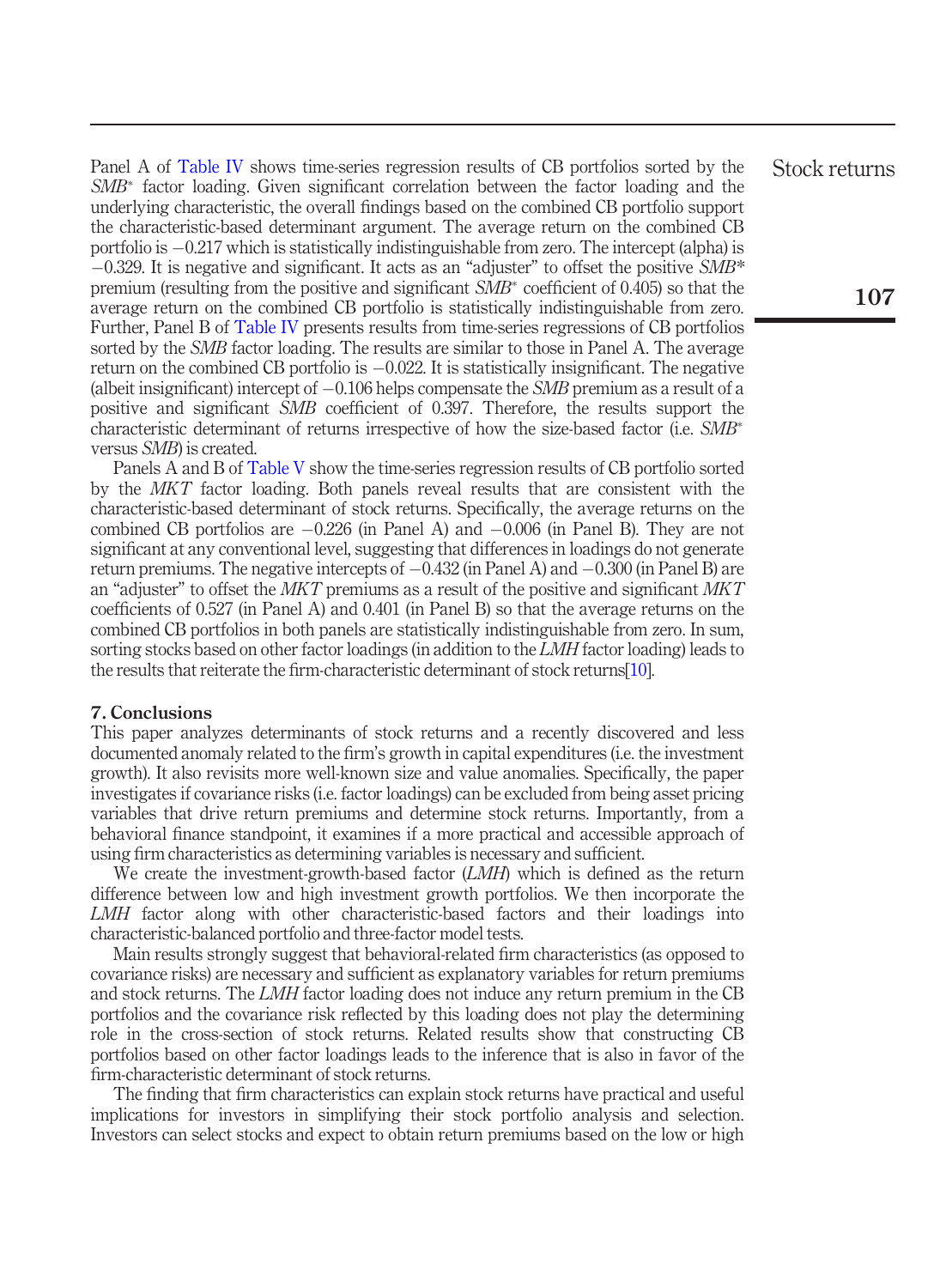Panel A of Table IV shows time-series regression results of CB portfolios sorted by the $SMB^*$ factor loading. Given significant correlation between the factor loading and the underlying characteristic, the overall findings based on the combined CB portfolio support the characteristic-based determinant argument. The average return on the combined CB portfolio is −0.217 which is statistically indistinguishable from zero. The intercept (alpha) is −0.329. It is negative and significant. It acts as an "adjuster" to offset the positive $SMB^*$ premium (resulting from the positive and significant $SMB^*$ coefficient of 0.405) so that the average return on the combined CB portfolio is statistically indistinguishable from zero. Further, Panel B of Table IV presents results from time-series regressions of CB portfolios sorted by the *SMB* factor loading. The results are similar to those in Panel A. The average return on the combined CB portfolio is −0.022. It is statistically insignificant. The negative (albeit insignificant) intercept of −0.106 helps compensate the *SMB* premium as a result of a positive and significant *SMB* coefficient of 0.397. Therefore, the results support the characteristic determinant of returns irrespective of how the size-based factor (i.e. $SMB^*$ versus *SMB*) is created.

Panels A and B of Table V show the time-series regression results of CB portfolio sorted by the *MKT* factor loading. Both panels reveal results that are consistent with the characteristic-based determinant of stock returns. Specifically, the average returns on the combined CB portfolios are −0.226 (in Panel A) and −0.006 (in Panel B). They are not significant at any conventional level, suggesting that differences in loadings do not generate return premiums. The negative intercepts of −0.432 (in Panel A) and −0.300 (in Panel B) are an "adjuster" to offset the *MKT* premiums as a result of the positive and significant *MKT* coefficients of 0.527 (in Panel A) and 0.401 (in Panel B) so that the average returns on the combined CB portfolios in both panels are statistically indistinguishable from zero. In sum, sorting stocks based on other factor loadings (in addition to the *LMH* factor loading) leads to the results that reiterate the firm-characteristic determinant of stock returns[10].

## 7. Conclusions

This paper analyzes determinants of stock returns and a recently discovered and less documented anomaly related to the firm's growth in capital expenditures (i.e. the investment growth). It also revisits more well-known size and value anomalies. Specifically, the paper investigates if covariance risks (i.e. factor loadings) can be excluded from being asset pricing variables that drive return premiums and determine stock returns. Importantly, from a behavioral finance standpoint, it examines if a more practical and accessible approach of using firm characteristics as determining variables is necessary and sufficient.

We create the investment-growth-based factor (*LMH*) which is defined as the return difference between low and high investment growth portfolios. We then incorporate the *LMH* factor along with other characteristic-based factors and their loadings into characteristic-balanced portfolio and three-factor model tests.

Main results strongly suggest that behavioral-related firm characteristics (as opposed to covariance risks) are necessary and sufficient as explanatory variables for return premiums and stock returns. The *LMH* factor loading does not induce any return premium in the CB portfolios and the covariance risk reflected by this loading does not play the determining role in the cross-section of stock returns. Related results show that constructing CB portfolios based on other factor loadings leads to the inference that is also in favor of the firm-characteristic determinant of stock returns.

The finding that firm characteristics can explain stock returns have practical and useful implications for investors in simplifying their stock portfolio analysis and selection. Investors can select stocks and expect to obtain return premiums based on the low or high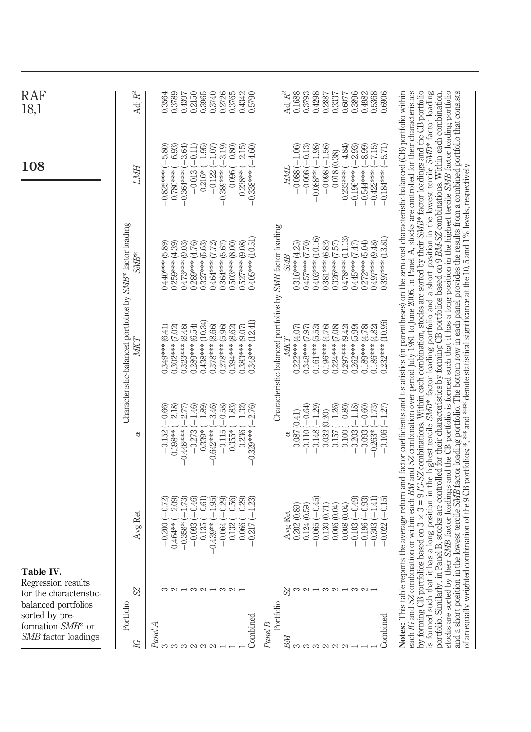**Table IV.** Regression results for the characteristic-balanced portfolios sorted by pre-formation *SMB\** or *SMB* factor loadings

| Portfolio | | | | | | | |
|---|---|---|---|---|---|---|---|
| *Panel A* | | Characteristic-balanced portfolios by *SMB\** factor loading | | | | | |
| *IG* | *SZ* | Avg Ret | $\alpha$ | *MKT* | *SMB\** | *LMH* | Adj $R^2$ |
| 3 | 3 | −0.200 (−0.72) | −0.152 (−0.66) | 0.349*** (6.41) | 0.440*** (5.89) | −0.825*** (−5.80) | 0.3564 |
| 3 | 2 | −0.464** (−2.09) | −0.398** (−2.18) | 0.302*** (7.02) | 0.259*** (4.39) | −0.780*** (−6.93) | 0.3789 |
| 3 | 1 | −0.358* (−1.73) | −0.448*** (−2.77) | 0.323*** (8.48) | 0.473*** (9.03) | −0.364*** (−3.64) | 0.4397 |
| 2 | 3 | −0.093 (−0.46) | −0.273 (−1.46) | 0.289*** (6.54) | 0.289*** (4.76) | −0.013 (−0.11) | 0.2150 |
| 2 | 2 | −0.135 (−0.61) | −0.339* (−1.89) | 0.438*** (10.34) | 0.327*** (5.63) | −0.216* (−1.95) | 0.3965 |
| 2 | 1 | −0.439** (−1.95) | −0.642*** (−3.46) | 0.378*** (8.66) | 0.464*** (7.72) | −0.122 (−1.07) | 0.3740 |
| 1 | 3 | −0.064 (−0.29) | −0.115 (−0.58) | 0.278*** (5.96) | 0.364*** (5.67) | −0.389*** (−3.19) | 0.2726 |
| 1 | 2 | −0.132 (−0.56) | −0.355* (−1.83) | 0.394*** (8.62) | 0.503*** (8.00) | −0.096 (−0.80) | 0.3765 |
| 1 | 1 | −0.066 (−0.29) | −0.236 (−1.32) | 0.383*** (9.07) | 0.527*** (9.08) | −0.238** (−2.15) | 0.4342 |
| Combined | | −0.217 (−1.23) | −0.329*** (−2.76) | 0.348*** (12.41) | 0.405*** (10.51) | −0.338*** (−4.60) | 0.5790 |
| *Panel B* | | Characteristic-balanced portfolios by *SMB* factor loading | | | | | |
| *BM* | *SZ* | Avg Ret | $\alpha$ | *MKT* | *SMB* | *HML* | Adj $R^2$ |
| 3 | 3 | 0.202 (0.89) | 0.087 (0.41) | 0.222*** (4.07) | 0.316*** (4.25) | −0.088 (−1.06) | 0.1688 |
| 3 | 2 | 0.124 (0.59) | −0.110 (−0.64) | 0.348*** (7.97) | 0.457*** (7.70) | −0.008 (−0.13) | 0.3793 |
| 3 | 1 | −0.065 (−0.45) | −0.148 (−1.29) | 0.161*** (5.53) | 0.403*** (10.16) | −0.088** (−1.98) | 0.4298 |
| 2 | 3 | 0.130 (0.71) | 0.032 (0.20) | 0.196*** (4.76) | 0.381*** (6.82) | −0.098 (−1.56) | 0.2887 |
| 2 | 2 | 0.006 (0.04) | −0.157 (−1.26) | 0.224*** (7.08) | 0.326*** (7.57) | 0.018 (0.38) | 0.3337 |
| 2 | 1 | 0.008 (0.04) | −0.100 (−0.80) | 0.297*** (9.42) | 0.478*** (11.13) | −0.233*** (−4.84) | 0.6077 |
| 1 | 3 | −0.103 (−0.49) | −0.203 (−1.18) | 0.262*** (5.99) | 0.445*** (7.47) | −0.196*** (−2.93) | 0.3896 |
| 1 | 2 | −0.196 (−0.93) | −0.093 (−0.60) | 0.189*** (4.78) | 0.272*** (5.04) | −0.544*** (−8.99) | 0.4982 |
| 1 | 1 | −0.303 (−1.41) | −0.263* (−1.73) | 0.186*** (4.82) | 0.497*** (9.48) | −0.422*** (−7.15) | 0.5368 |
| Combined | | −0.022 (−0.15) | −0.106 (−1.27) | 0.232*** (10.96) | 0.397*** (13.81) | −0.184*** (−5.71) | 0.6906 |

**Notes:** This table reports the average return and factor coefficients and t-statistics (in parentheses) on the zero-cost characteristic-balanced (CB) portfolio within each *IG* and *SZ* combination or within each *BM* and *SZ* combination over period July 1981 to June 2006. In Panel A, stocks are controlled for their characteristics by forming CB portfolios based on 3 × 3 = 9 *IG-SZ* combinations. Within each combination, stocks are sorted by their *SMB\** factor loadings and the CB portfolio is formed such that it has a long position in the highest tercile *SMB\** factor loading portfolio and a short position in the lowest tercile *SMB\** factor loading portfolio. Similarly, in Panel B, stocks are controlled for their characteristics by forming CB portfolios based on 9 *BM-SZ* combinations. Within each combination, stocks are sorted by their *SMB* factor loadings and the CB portfolio is formed such that it has a long position in the highest tercile *SMB* factor loading portfolio and a short position in the lowest tercile *SMB* factor loading portfolio. The bottom row in each panel provides the results from a combined portfolio that consists of an equally weighted combination of the 9 CB portfolios; \*, \*\* and \*\*\* denote statistical significance at the 10, 5 and 1% levels, respectively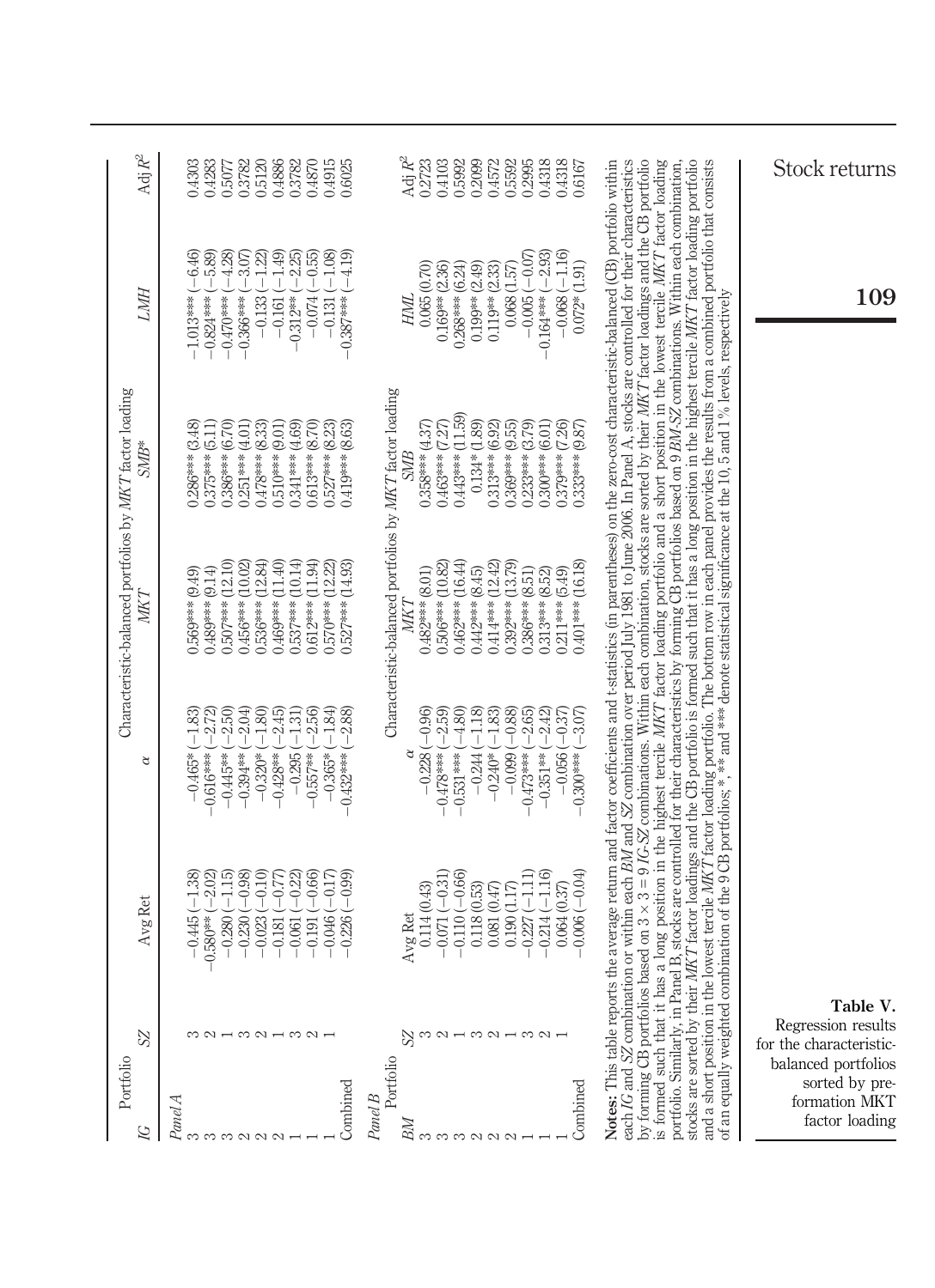**Table V.** Regression results for the characteristic-balanced portfolios sorted by pre-formation MKT factor loading

| Portfolio | | | | Characteristic-balanced portfolios by *MKT* factor loading | | | |
|---|---|---|---|---|---|---|---|
| *IG* | *SZ* | Avg Ret | α | *MKT* | *SMB** | *LMH* | Adj $R^2$ |
| *Panel A* | | | | | | | |
| 3 | 3 | −0.445 (−1.38) | −0.465* (−1.83) | 0.569*** (9.49) | 0.286*** (3.48) | −1.013*** (−6.46) | 0.4303 |
| 3 | 2 | −0.580** (−2.02) | −0.616*** (−2.72) | 0.489*** (9.14) | 0.375*** (5.11) | −0.824*** (−5.89) | 0.4283 |
| 3 | 1 | −0.280 (−1.15) | −0.445** (−2.50) | 0.507*** (12.10) | 0.386*** (6.70) | −0.470*** (−4.28) | 0.5077 |
| 2 | 3 | −0.230 (−0.98) | −0.394** (−2.04) | 0.456*** (10.02) | 0.251*** (4.01) | −0.366*** (−3.07) | 0.3782 |
| 2 | 2 | −0.023 (−0.10) | −0.320* (−1.80) | 0.536*** (12.84) | 0.478*** (8.33) | −0.133 (−1.22) | 0.5120 |
| 2 | 1 | −0.181 (−0.77) | −0.428** (−2.45) | 0.469*** (11.40) | 0.510*** (9.01) | −0.161 (−1.49) | 0.4886 |
| 1 | 3 | −0.061 (−0.22) | −0.295 (−1.31) | 0.537*** (10.14) | 0.341*** (4.69) | −0.312** (−2.25) | 0.3782 |
| 1 | 2 | −0.191 (−0.66) | −0.557** (−2.56) | 0.612*** (11.94) | 0.613*** (8.70) | −0.074 (−0.55) | 0.4870 |
| 1 | 1 | −0.046 (−0.17) | −0.365* (−1.84) | 0.570*** (12.22) | 0.527*** (8.23) | −0.131 (−1.08) | 0.4915 |
| Combined | | −0.226 (−0.99) | −0.432*** (−2.88) | 0.527*** (14.93) | 0.419*** (8.63) | −0.387*** (−4.19) | 0.6025 |
| *Panel B* | | | | | | | |
| Portfolio | | | | Characteristic-balanced portfolios by *MKT* factor loading | | | |
| *BM* | *SZ* | Avg Ret | α | *MKT* | *SMB* | *HML* | Adj $R^2$ |
| 3 | 3 | 0.114 (0.43) | −0.228 (−0.96) | 0.482*** (8.01) | 0.358*** (4.37) | 0.065 (0.70) | 0.2723 |
| 3 | 2 | −0.071 (−0.31) | −0.478*** (−2.59) | 0.506*** (10.82) | 0.463*** (7.27) | 0.169** (2.36) | 0.4103 |
| 3 | 1 | −0.110 (−0.66) | −0.531*** (−4.80) | 0.462*** (16.44) | 0.443*** (11.59) | 0.268*** (6.24) | 0.5992 |
| 2 | 3 | 0.118 (0.53) | −0.244 (−1.18) | 0.442*** (8.45) | 0.134* (1.89) | 0.199** (2.49) | 0.2099 |
| 2 | 2 | 0.081 (0.47) | −0.240* (−1.83) | 0.414*** (12.42) | 0.313*** (6.92) | 0.119** (2.33) | 0.4572 |
| 2 | 1 | 0.190 (1.17) | −0.099 (−0.88) | 0.392*** (13.79) | 0.369*** (9.55) | 0.068 (1.57) | 0.5592 |
| 1 | 3 | −0.227 (−1.11) | −0.473*** (−2.65) | 0.386*** (8.51) | 0.233*** (3.79) | −0.005 (−0.07) | 0.2995 |
| 1 | 2 | −0.214 (−1.16) | −0.351** (−2.42) | 0.313*** (8.52) | 0.300*** (6.01) | −0.164*** (−2.93) | 0.4318 |
| 1 | 1 | 0.064 (0.37) | −0.056 (−0.37) | 0.211*** (5.49) | 0.379*** (7.26) | −0.068 (−1.16) | 0.4318 |
| Combined | | −0.006 (−0.04) | −0.300*** (−3.07) | 0.401*** (16.18) | 0.333*** (9.87) | 0.072* (1.91) | 0.6167 |

**Notes:** This table reports the average return and factor coefficients and t-statistics (in parentheses) on the zero-cost characteristic-balanced (CB) portfolio within each *IG* and *SZ* combination or within each *BM* and *SZ* combination over period July 1981 to June 2006. In Panel A, stocks are controlled for their characteristics by forming CB portfolios based on 3 × 3 = 9 *IG-SZ* combinations. Within each combination, stocks are sorted by their *MKT* factor loadings and the CB portfolio is formed such that it has a long position in the highest tercile *MKT* factor loading portfolio and a short position in the lowest tercile *MKT* factor loading portfolio. Similarly, in Panel B, stocks are controlled for their characteristics by forming CB portfolios based on 9 *BM-SZ* combinations. Within each combination, stocks are sorted by their *MKT* factor loadings and the CB portfolio is formed such that it has a long position in the highest tercile *MKT* factor loading portfolio and a short position in the lowest tercile *MKT* factor loading portfolio. The bottom row in each panel provides the results from a combined portfolio that consists of an equally weighted combination of the 9 CB portfolios; *, ** and *** denote statistical significance at the 10, 5 and 1 % levels, respectively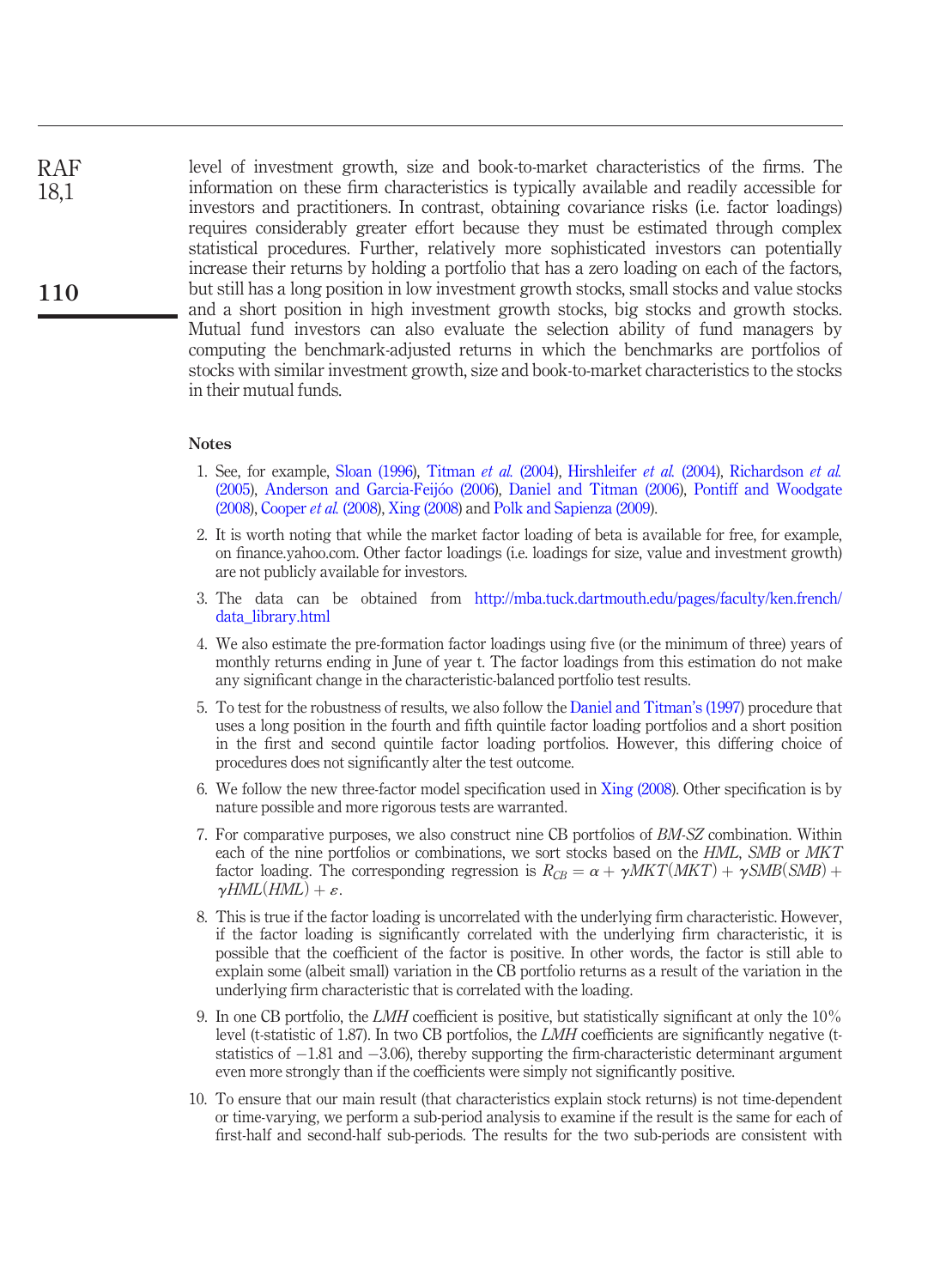level of investment growth, size and book-to-market characteristics of the firms. The information on these firm characteristics is typically available and readily accessible for investors and practitioners. In contrast, obtaining covariance risks (i.e. factor loadings) requires considerably greater effort because they must be estimated through complex statistical procedures. Further, relatively more sophisticated investors can potentially increase their returns by holding a portfolio that has a zero loading on each of the factors, but still has a long position in low investment growth stocks, small stocks and value stocks and a short position in high investment growth stocks, big stocks and growth stocks. Mutual fund investors can also evaluate the selection ability of fund managers by computing the benchmark-adjusted returns in which the benchmarks are portfolios of stocks with similar investment growth, size and book-to-market characteristics to the stocks in their mutual funds.

### Notes

1. See, for example, Sloan (1996), Titman *et al.* (2004), Hirshleifer *et al.* (2004), Richardson *et al.* (2005), Anderson and Garcia-Feijóo (2006), Daniel and Titman (2006), Pontiff and Woodgate (2008), Cooper *et al.* (2008), Xing (2008) and Polk and Sapienza (2009).
2. It is worth noting that while the market factor loading of beta is available for free, for example, on finance.yahoo.com. Other factor loadings (i.e. loadings for size, value and investment growth) are not publicly available for investors.
3. The data can be obtained from http://mba.tuck.dartmouth.edu/pages/faculty/ken.french/data_library.html
4. We also estimate the pre-formation factor loadings using five (or the minimum of three) years of monthly returns ending in June of year t. The factor loadings from this estimation do not make any significant change in the characteristic-balanced portfolio test results.
5. To test for the robustness of results, we also follow the Daniel and Titman's (1997) procedure that uses a long position in the fourth and fifth quintile factor loading portfolios and a short position in the first and second quintile factor loading portfolios. However, this differing choice of procedures does not significantly alter the test outcome.
6. We follow the new three-factor model specification used in Xing (2008). Other specification is by nature possible and more rigorous tests are warranted.
7. For comparative purposes, we also construct nine CB portfolios of *BM-SZ* combination. Within each of the nine portfolios or combinations, we sort stocks based on the *HML*, *SMB* or *MKT* factor loading. The corresponding regression is $R_{CB} = \alpha + \gamma MKT(MKT) + \gamma SMB(SMB) + \gamma HML(HML) + \varepsilon$.
8. This is true if the factor loading is uncorrelated with the underlying firm characteristic. However, if the factor loading is significantly correlated with the underlying firm characteristic, it is possible that the coefficient of the factor is positive. In other words, the factor is still able to explain some (albeit small) variation in the CB portfolio returns as a result of the variation in the underlying firm characteristic that is correlated with the loading.
9. In one CB portfolio, the *LMH* coefficient is positive, but statistically significant at only the 10% level (t-statistic of 1.87). In two CB portfolios, the *LMH* coefficients are significantly negative (t-statistics of −1.81 and −3.06), thereby supporting the firm-characteristic determinant argument even more strongly than if the coefficients were simply not significantly positive.
10. To ensure that our main result (that characteristics explain stock returns) is not time-dependent or time-varying, we perform a sub-period analysis to examine if the result is the same for each of first-half and second-half sub-periods. The results for the two sub-periods are consistent with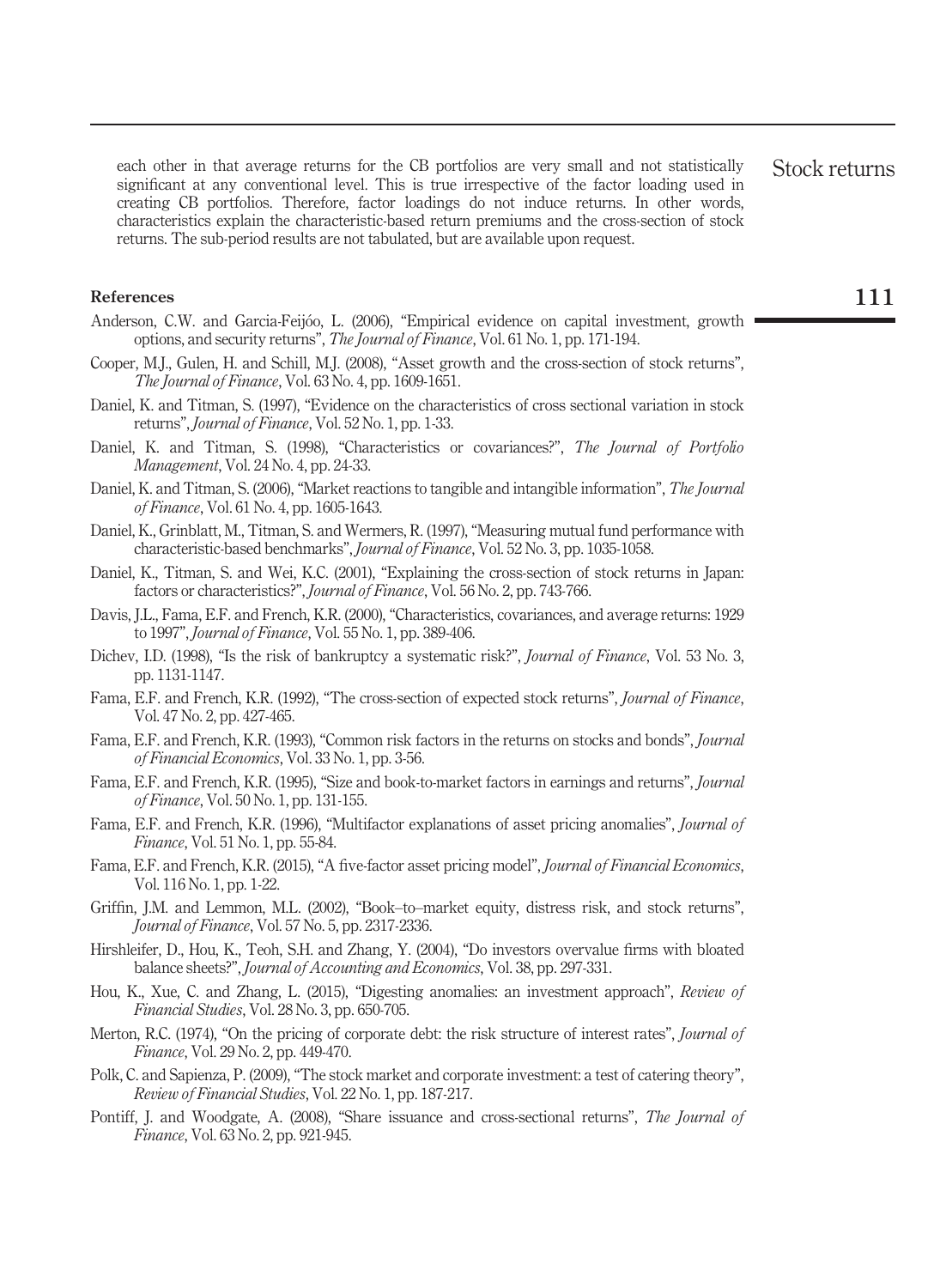each other in that average returns for the CB portfolios are very small and not statistically significant at any conventional level. This is true irrespective of the factor loading used in creating CB portfolios. Therefore, factor loadings do not induce returns. In other words, characteristics explain the characteristic-based return premiums and the cross-section of stock returns. The sub-period results are not tabulated, but are available upon request.

## References

Anderson, C.W. and Garcia-Feijóo, L. (2006), "Empirical evidence on capital investment, growth options, and security returns", *The Journal of Finance*, Vol. 61 No. 1, pp. 171-194.

Cooper, M.J., Gulen, H. and Schill, M.J. (2008), "Asset growth and the cross-section of stock returns", *The Journal of Finance*, Vol. 63 No. 4, pp. 1609-1651.

Daniel, K. and Titman, S. (1997), "Evidence on the characteristics of cross sectional variation in stock returns", *Journal of Finance*, Vol. 52 No. 1, pp. 1-33.

Daniel, K. and Titman, S. (1998), "Characteristics or covariances?", *The Journal of Portfolio Management*, Vol. 24 No. 4, pp. 24-33.

Daniel, K. and Titman, S. (2006), "Market reactions to tangible and intangible information", *The Journal of Finance*, Vol. 61 No. 4, pp. 1605-1643.

Daniel, K., Grinblatt, M., Titman, S. and Wermers, R. (1997), "Measuring mutual fund performance with characteristic-based benchmarks", *Journal of Finance*, Vol. 52 No. 3, pp. 1035-1058.

Daniel, K., Titman, S. and Wei, K.C. (2001), "Explaining the cross-section of stock returns in Japan: factors or characteristics?", *Journal of Finance*, Vol. 56 No. 2, pp. 743-766.

Davis, J.L., Fama, E.F. and French, K.R. (2000), "Characteristics, covariances, and average returns: 1929 to 1997", *Journal of Finance*, Vol. 55 No. 1, pp. 389-406.

Dichev, I.D. (1998), "Is the risk of bankruptcy a systematic risk?", *Journal of Finance*, Vol. 53 No. 3, pp. 1131-1147.

Fama, E.F. and French, K.R. (1992), "The cross-section of expected stock returns", *Journal of Finance*, Vol. 47 No. 2, pp. 427-465.

Fama, E.F. and French, K.R. (1993), "Common risk factors in the returns on stocks and bonds", *Journal of Financial Economics*, Vol. 33 No. 1, pp. 3-56.

Fama, E.F. and French, K.R. (1995), "Size and book-to-market factors in earnings and returns", *Journal of Finance*, Vol. 50 No. 1, pp. 131-155.

Fama, E.F. and French, K.R. (1996), "Multifactor explanations of asset pricing anomalies", *Journal of Finance*, Vol. 51 No. 1, pp. 55-84.

Fama, E.F. and French, K.R. (2015), "A five-factor asset pricing model", *Journal of Financial Economics*, Vol. 116 No. 1, pp. 1-22.

Griffin, J.M. and Lemmon, M.L. (2002), "Book–to–market equity, distress risk, and stock returns", *Journal of Finance*, Vol. 57 No. 5, pp. 2317-2336.

Hirshleifer, D., Hou, K., Teoh, S.H. and Zhang, Y. (2004), "Do investors overvalue firms with bloated balance sheets?", *Journal of Accounting and Economics*, Vol. 38, pp. 297-331.

Hou, K., Xue, C. and Zhang, L. (2015), "Digesting anomalies: an investment approach", *Review of Financial Studies*, Vol. 28 No. 3, pp. 650-705.

Merton, R.C. (1974), "On the pricing of corporate debt: the risk structure of interest rates", *Journal of Finance*, Vol. 29 No. 2, pp. 449-470.

Polk, C. and Sapienza, P. (2009), "The stock market and corporate investment: a test of catering theory", *Review of Financial Studies*, Vol. 22 No. 1, pp. 187-217.

Pontiff, J. and Woodgate, A. (2008), "Share issuance and cross-sectional returns", *The Journal of Finance*, Vol. 63 No. 2, pp. 921-945.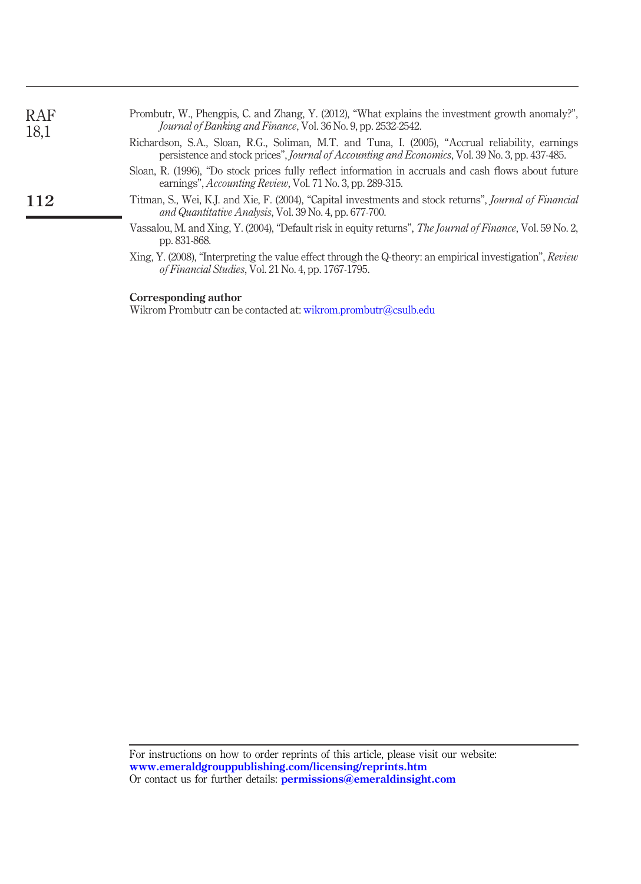Prombutr, W., Phengpis, C. and Zhang, Y. (2012), "What explains the investment growth anomaly?", *Journal of Banking and Finance*, Vol. 36 No. 9, pp. 2532-2542.

Richardson, S.A., Sloan, R.G., Soliman, M.T. and Tuna, I. (2005), "Accrual reliability, earnings persistence and stock prices", *Journal of Accounting and Economics*, Vol. 39 No. 3, pp. 437-485.

Sloan, R. (1996), "Do stock prices fully reflect information in accruals and cash flows about future earnings", *Accounting Review*, Vol. 71 No. 3, pp. 289-315.

Titman, S., Wei, K.J. and Xie, F. (2004), "Capital investments and stock returns", *Journal of Financial and Quantitative Analysis*, Vol. 39 No. 4, pp. 677-700.

Vassalou, M. and Xing, Y. (2004), "Default risk in equity returns", *The Journal of Finance*, Vol. 59 No. 2, pp. 831-868.

Xing, Y. (2008), "Interpreting the value effect through the Q-theory: an empirical investigation", *Review of Financial Studies*, Vol. 21 No. 4, pp. 1767-1795.

**Corresponding author**

Wikrom Prombutr can be contacted at: wikrom.prombutr@csulb.edu

For instructions on how to order reprints of this article, please visit our website:
**www.emeraldgrouppublishing.com/licensing/reprints.htm**
Or contact us for further details: **permissions@emeraldinsight.com**